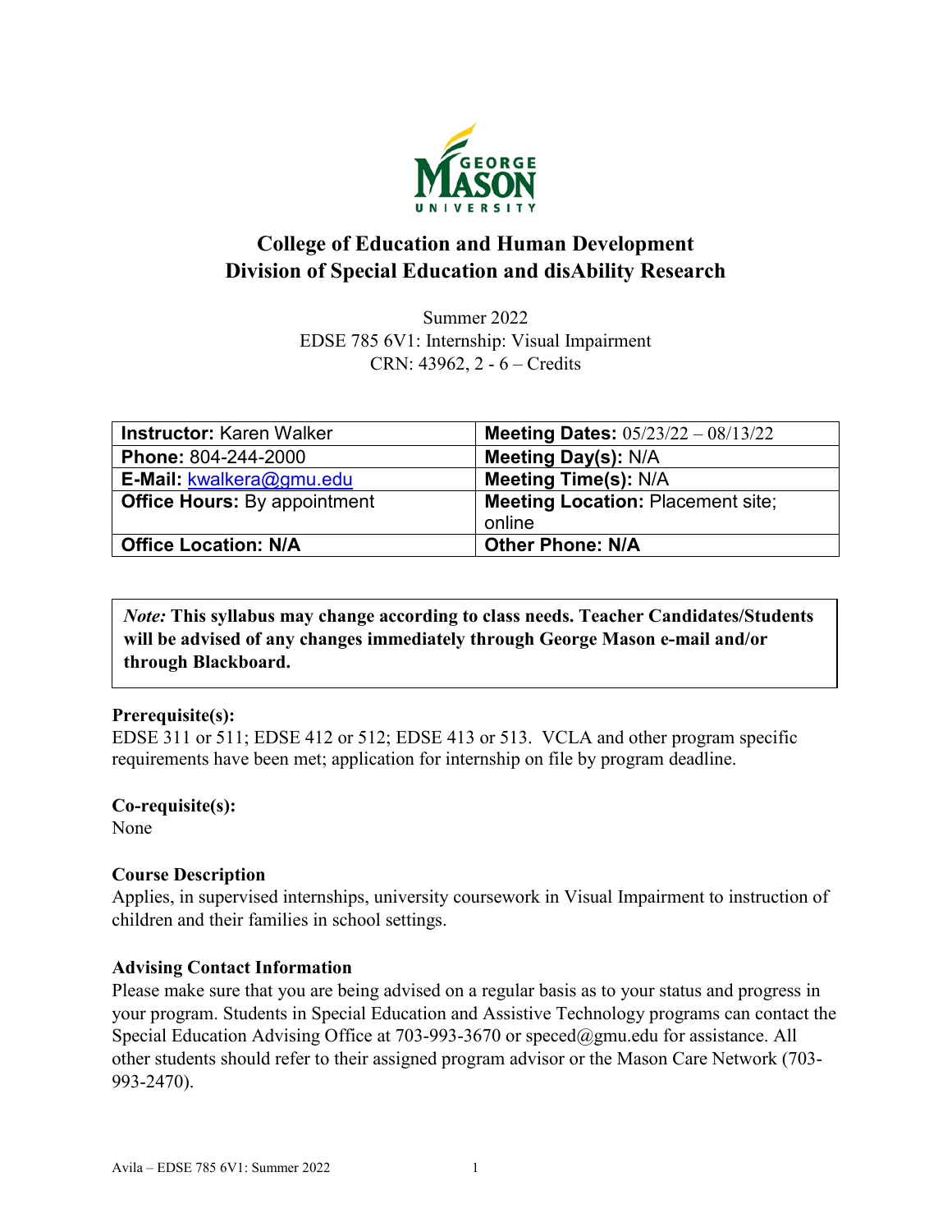# College of Education and Human Development
# Division of Special Education and disAbility Research

Summer 2022
EDSE 785 6V1: Internship: Visual Impairment
CRN: 43962, 2 - 6 – Credits

| **Instructor:** Karen Walker | **Meeting Dates:** 05/23/22 – 08/13/22 |
|---|---|
| **Phone:** 804-244-2000 | **Meeting Day(s):** N/A |
| **E-Mail:** kwalkera@gmu.edu | **Meeting Time(s):** N/A |
| **Office Hours:** By appointment | **Meeting Location:** Placement site; online |
| **Office Location: N/A** | **Other Phone: N/A** |

*Note:* **This syllabus may change according to class needs. Teacher Candidates/Students will be advised of any changes immediately through George Mason e-mail and/or through Blackboard.**

**Prerequisite(s):**
EDSE 311 or 511; EDSE 412 or 512; EDSE 413 or 513. VCLA and other program specific requirements have been met; application for internship on file by program deadline.

**Co-requisite(s):**
None

**Course Description**
Applies, in supervised internships, university coursework in Visual Impairment to instruction of children and their families in school settings.

**Advising Contact Information**
Please make sure that you are being advised on a regular basis as to your status and progress in your program. Students in Special Education and Assistive Technology programs can contact the Special Education Advising Office at 703-993-3670 or speced@gmu.edu for assistance. All other students should refer to their assigned program advisor or the Mason Care Network (703-993-2470).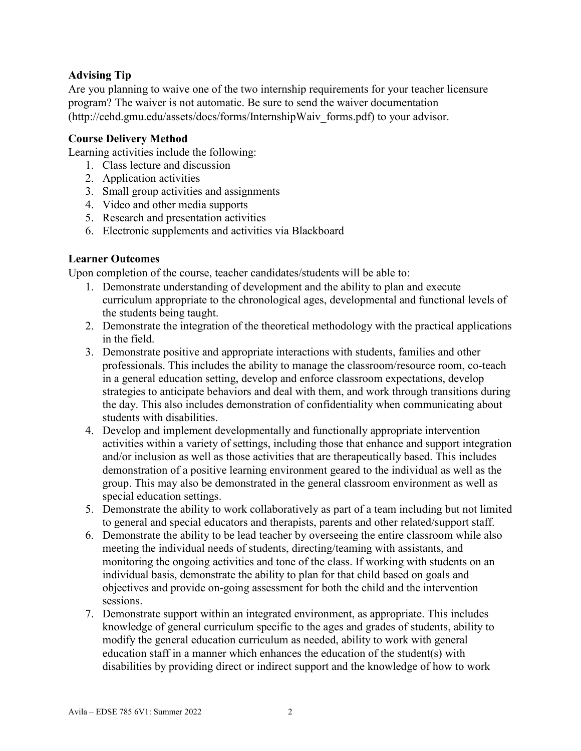### Advising Tip

Are you planning to waive one of the two internship requirements for your teacher licensure program? The waiver is not automatic. Be sure to send the waiver documentation (http://cehd.gmu.edu/assets/docs/forms/InternshipWaiv_forms.pdf) to your advisor.

### Course Delivery Method

Learning activities include the following:

1. Class lecture and discussion
2. Application activities
3. Small group activities and assignments
4. Video and other media supports
5. Research and presentation activities
6. Electronic supplements and activities via Blackboard

### Learner Outcomes

Upon completion of the course, teacher candidates/students will be able to:

1. Demonstrate understanding of development and the ability to plan and execute curriculum appropriate to the chronological ages, developmental and functional levels of the students being taught.
2. Demonstrate the integration of the theoretical methodology with the practical applications in the field.
3. Demonstrate positive and appropriate interactions with students, families and other professionals. This includes the ability to manage the classroom/resource room, co-teach in a general education setting, develop and enforce classroom expectations, develop strategies to anticipate behaviors and deal with them, and work through transitions during the day. This also includes demonstration of confidentiality when communicating about students with disabilities.
4. Develop and implement developmentally and functionally appropriate intervention activities within a variety of settings, including those that enhance and support integration and/or inclusion as well as those activities that are therapeutically based. This includes demonstration of a positive learning environment geared to the individual as well as the group. This may also be demonstrated in the general classroom environment as well as special education settings.
5. Demonstrate the ability to work collaboratively as part of a team including but not limited to general and special educators and therapists, parents and other related/support staff.
6. Demonstrate the ability to be lead teacher by overseeing the entire classroom while also meeting the individual needs of students, directing/teaming with assistants, and monitoring the ongoing activities and tone of the class. If working with students on an individual basis, demonstrate the ability to plan for that child based on goals and objectives and provide on-going assessment for both the child and the intervention sessions.
7. Demonstrate support within an integrated environment, as appropriate. This includes knowledge of general curriculum specific to the ages and grades of students, ability to modify the general education curriculum as needed, ability to work with general education staff in a manner which enhances the education of the student(s) with disabilities by providing direct or indirect support and the knowledge of how to work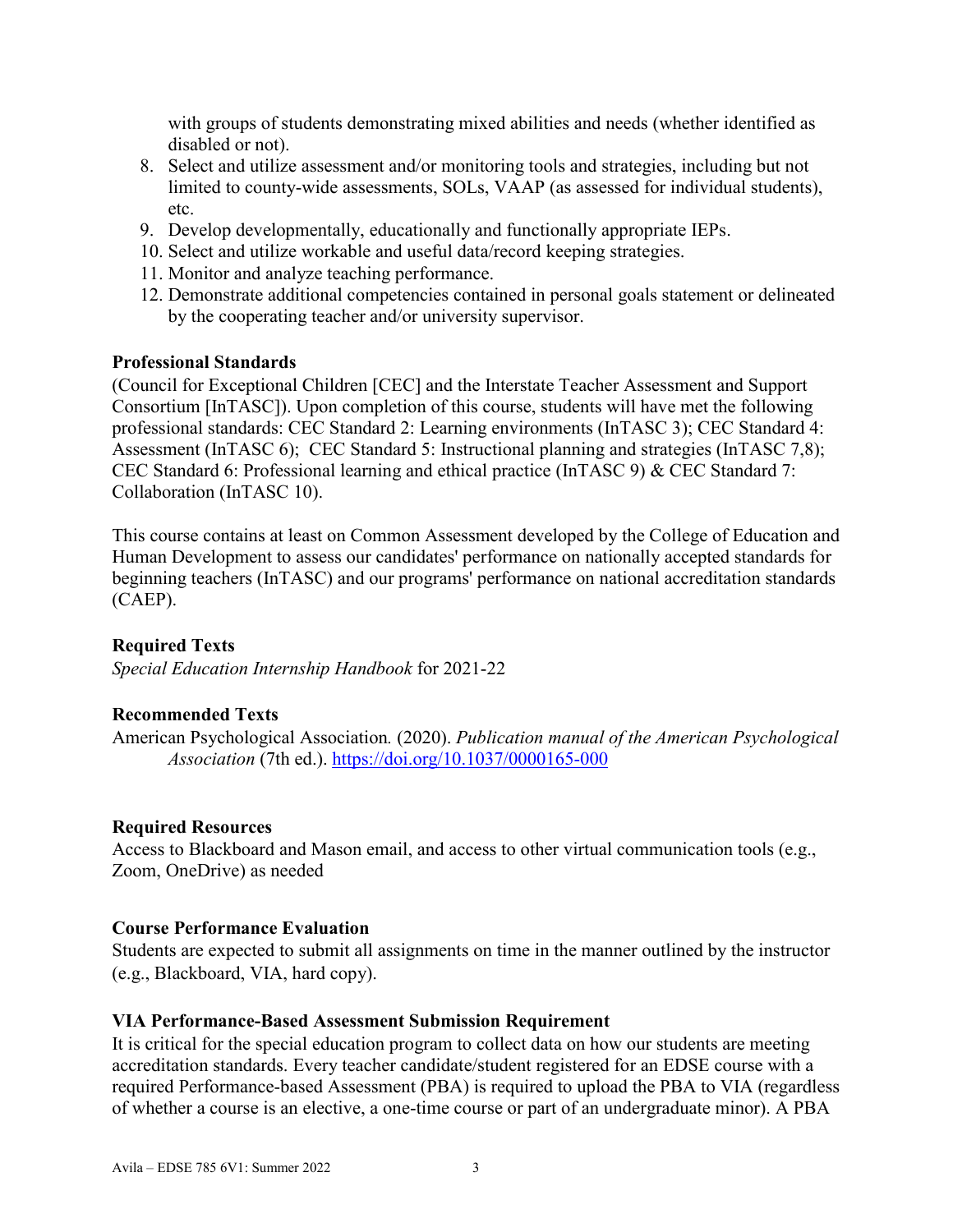with groups of students demonstrating mixed abilities and needs (whether identified as disabled or not).

8. Select and utilize assessment and/or monitoring tools and strategies, including but not limited to county-wide assessments, SOLs, VAAP (as assessed for individual students), etc.
9. Develop developmentally, educationally and functionally appropriate IEPs.
10. Select and utilize workable and useful data/record keeping strategies.
11. Monitor and analyze teaching performance.
12. Demonstrate additional competencies contained in personal goals statement or delineated by the cooperating teacher and/or university supervisor.

**Professional Standards**

(Council for Exceptional Children [CEC] and the Interstate Teacher Assessment and Support Consortium [InTASC]). Upon completion of this course, students will have met the following professional standards: CEC Standard 2: Learning environments (InTASC 3); CEC Standard 4: Assessment (InTASC 6); CEC Standard 5: Instructional planning and strategies (InTASC 7,8); CEC Standard 6: Professional learning and ethical practice (InTASC 9) & CEC Standard 7: Collaboration (InTASC 10).

This course contains at least on Common Assessment developed by the College of Education and Human Development to assess our candidates' performance on nationally accepted standards for beginning teachers (InTASC) and our programs' performance on national accreditation standards (CAEP).

**Required Texts**

*Special Education Internship Handbook* for 2021-22

**Recommended Texts**

American Psychological Association. (2020). *Publication manual of the American Psychological Association* (7th ed.). https://doi.org/10.1037/0000165-000

**Required Resources**

Access to Blackboard and Mason email, and access to other virtual communication tools (e.g., Zoom, OneDrive) as needed

**Course Performance Evaluation**

Students are expected to submit all assignments on time in the manner outlined by the instructor (e.g., Blackboard, VIA, hard copy).

**VIA Performance-Based Assessment Submission Requirement**

It is critical for the special education program to collect data on how our students are meeting accreditation standards. Every teacher candidate/student registered for an EDSE course with a required Performance-based Assessment (PBA) is required to upload the PBA to VIA (regardless of whether a course is an elective, a one-time course or part of an undergraduate minor). A PBA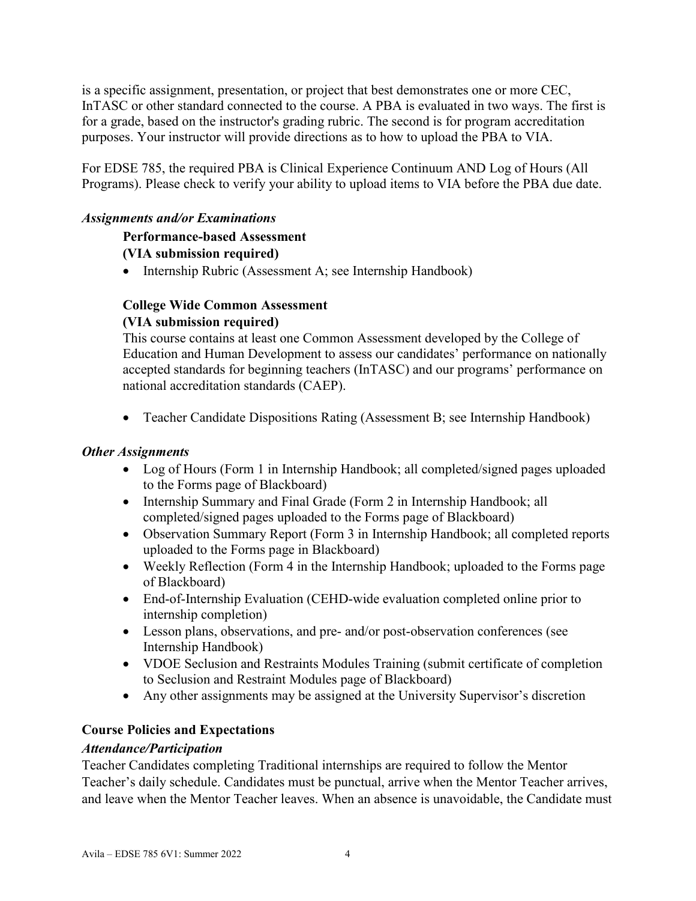is a specific assignment, presentation, or project that best demonstrates one or more CEC, InTASC or other standard connected to the course. A PBA is evaluated in two ways. The first is for a grade, based on the instructor's grading rubric. The second is for program accreditation purposes. Your instructor will provide directions as to how to upload the PBA to VIA.

For EDSE 785, the required PBA is Clinical Experience Continuum AND Log of Hours (All Programs). Please check to verify your ability to upload items to VIA before the PBA due date.

### *Assignments and/or Examinations*

**Performance-based Assessment**
**(VIA submission required)**

- Internship Rubric (Assessment A; see Internship Handbook)

**College Wide Common Assessment**
**(VIA submission required)**

This course contains at least one Common Assessment developed by the College of Education and Human Development to assess our candidates' performance on nationally accepted standards for beginning teachers (InTASC) and our programs' performance on national accreditation standards (CAEP).

- Teacher Candidate Dispositions Rating (Assessment B; see Internship Handbook)

### *Other Assignments*

- Log of Hours (Form 1 in Internship Handbook; all completed/signed pages uploaded to the Forms page of Blackboard)
- Internship Summary and Final Grade (Form 2 in Internship Handbook; all completed/signed pages uploaded to the Forms page of Blackboard)
- Observation Summary Report (Form 3 in Internship Handbook; all completed reports uploaded to the Forms page in Blackboard)
- Weekly Reflection (Form 4 in the Internship Handbook; uploaded to the Forms page of Blackboard)
- End-of-Internship Evaluation (CEHD-wide evaluation completed online prior to internship completion)
- Lesson plans, observations, and pre- and/or post-observation conferences (see Internship Handbook)
- VDOE Seclusion and Restraints Modules Training (submit certificate of completion to Seclusion and Restraint Modules page of Blackboard)
- Any other assignments may be assigned at the University Supervisor's discretion

## Course Policies and Expectations

### *Attendance/Participation*

Teacher Candidates completing Traditional internships are required to follow the Mentor Teacher's daily schedule. Candidates must be punctual, arrive when the Mentor Teacher arrives, and leave when the Mentor Teacher leaves. When an absence is unavoidable, the Candidate must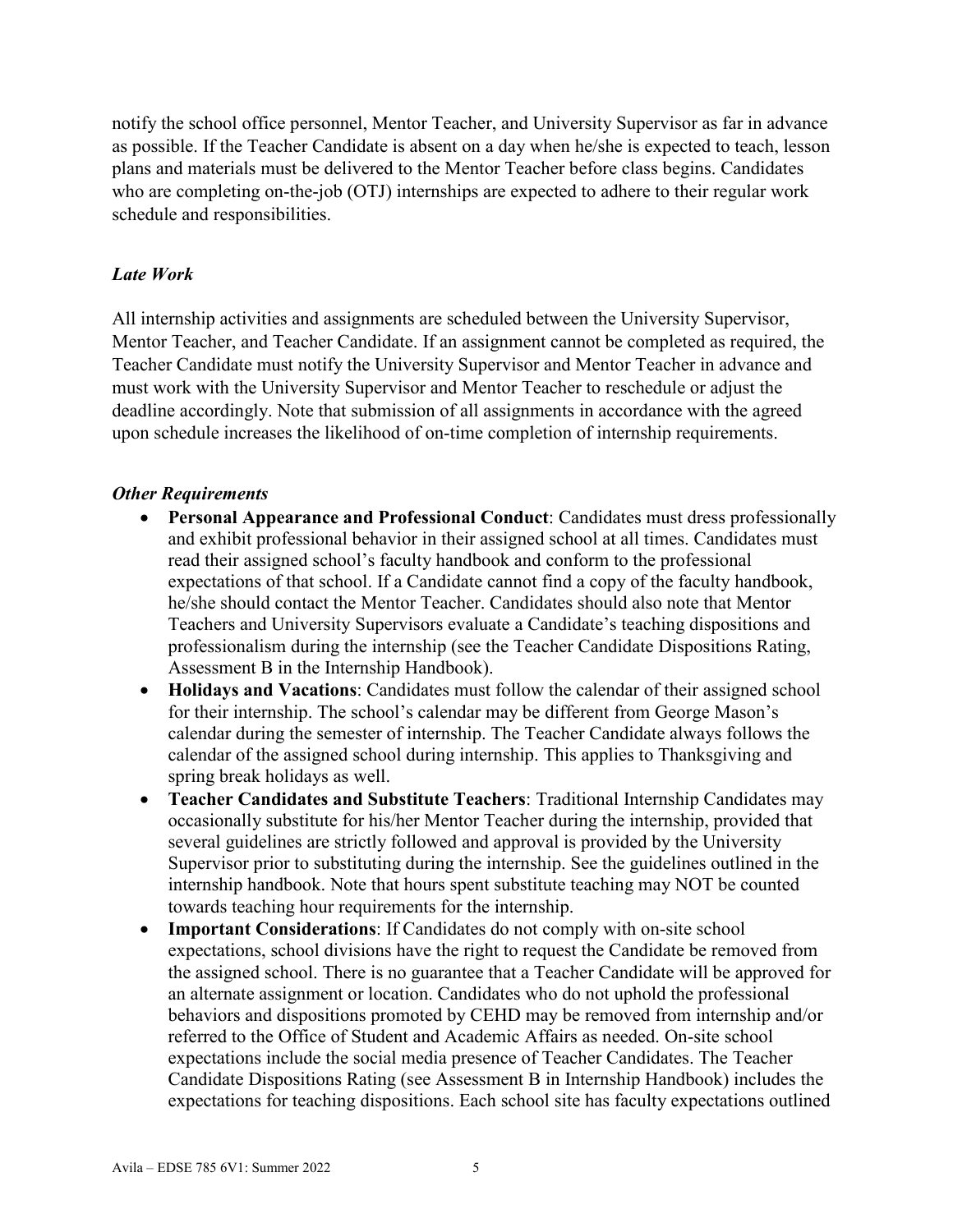notify the school office personnel, Mentor Teacher, and University Supervisor as far in advance as possible. If the Teacher Candidate is absent on a day when he/she is expected to teach, lesson plans and materials must be delivered to the Mentor Teacher before class begins. Candidates who are completing on-the-job (OTJ) internships are expected to adhere to their regular work schedule and responsibilities.

### *Late Work*

All internship activities and assignments are scheduled between the University Supervisor, Mentor Teacher, and Teacher Candidate. If an assignment cannot be completed as required, the Teacher Candidate must notify the University Supervisor and Mentor Teacher in advance and must work with the University Supervisor and Mentor Teacher to reschedule or adjust the deadline accordingly. Note that submission of all assignments in accordance with the agreed upon schedule increases the likelihood of on-time completion of internship requirements.

### *Other Requirements*

- **Personal Appearance and Professional Conduct**: Candidates must dress professionally and exhibit professional behavior in their assigned school at all times. Candidates must read their assigned school's faculty handbook and conform to the professional expectations of that school. If a Candidate cannot find a copy of the faculty handbook, he/she should contact the Mentor Teacher. Candidates should also note that Mentor Teachers and University Supervisors evaluate a Candidate's teaching dispositions and professionalism during the internship (see the Teacher Candidate Dispositions Rating, Assessment B in the Internship Handbook).
- **Holidays and Vacations**: Candidates must follow the calendar of their assigned school for their internship. The school's calendar may be different from George Mason's calendar during the semester of internship. The Teacher Candidate always follows the calendar of the assigned school during internship. This applies to Thanksgiving and spring break holidays as well.
- **Teacher Candidates and Substitute Teachers**: Traditional Internship Candidates may occasionally substitute for his/her Mentor Teacher during the internship, provided that several guidelines are strictly followed and approval is provided by the University Supervisor prior to substituting during the internship. See the guidelines outlined in the internship handbook. Note that hours spent substitute teaching may NOT be counted towards teaching hour requirements for the internship.
- **Important Considerations**: If Candidates do not comply with on-site school expectations, school divisions have the right to request the Candidate be removed from the assigned school. There is no guarantee that a Teacher Candidate will be approved for an alternate assignment or location. Candidates who do not uphold the professional behaviors and dispositions promoted by CEHD may be removed from internship and/or referred to the Office of Student and Academic Affairs as needed. On-site school expectations include the social media presence of Teacher Candidates. The Teacher Candidate Dispositions Rating (see Assessment B in Internship Handbook) includes the expectations for teaching dispositions. Each school site has faculty expectations outlined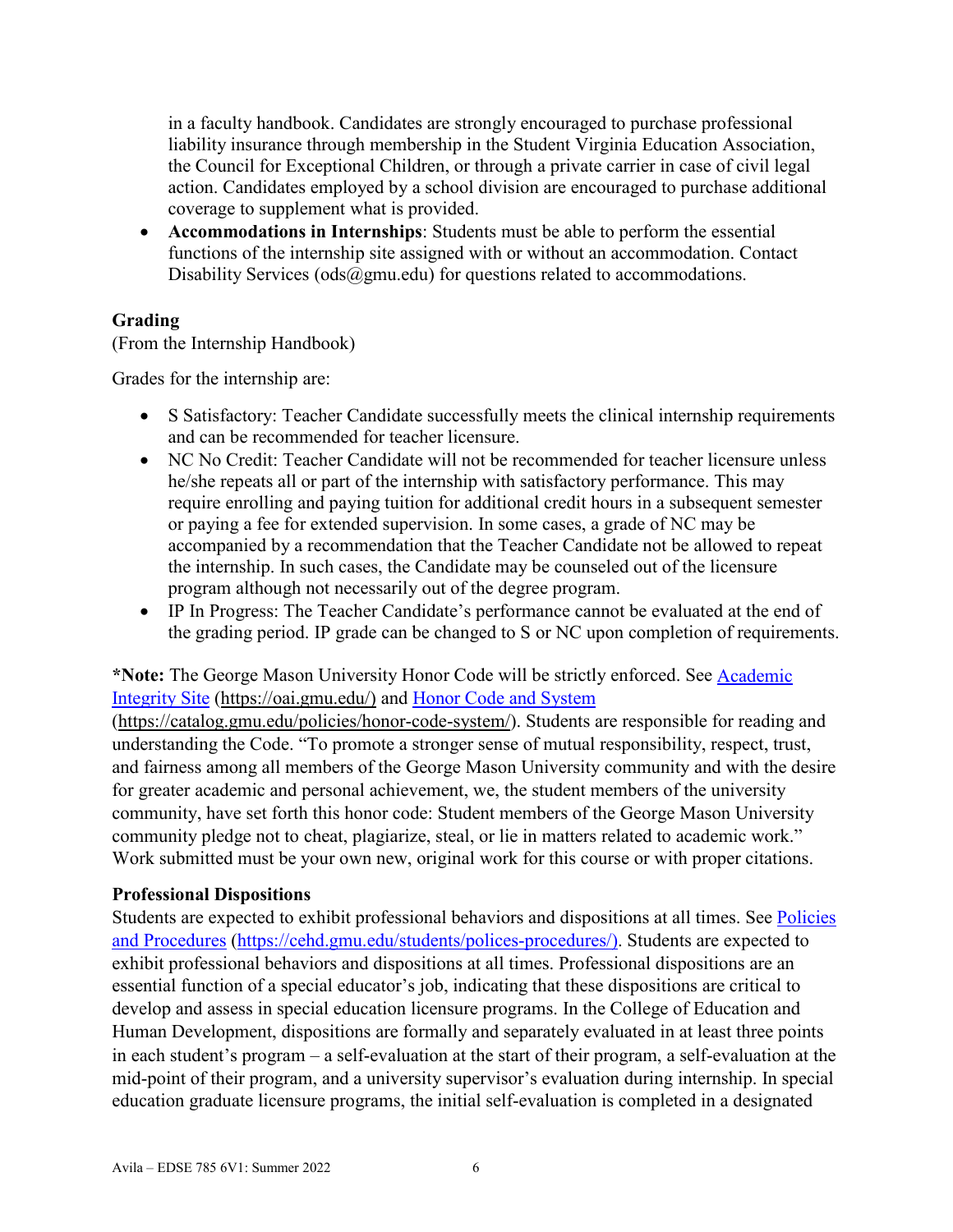in a faculty handbook. Candidates are strongly encouraged to purchase professional liability insurance through membership in the Student Virginia Education Association, the Council for Exceptional Children, or through a private carrier in case of civil legal action. Candidates employed by a school division are encouraged to purchase additional coverage to supplement what is provided.

- **Accommodations in Internships**: Students must be able to perform the essential functions of the internship site assigned with or without an accommodation. Contact Disability Services (ods@gmu.edu) for questions related to accommodations.

### Grading

(From the Internship Handbook)

Grades for the internship are:

- S Satisfactory: Teacher Candidate successfully meets the clinical internship requirements and can be recommended for teacher licensure.
- NC No Credit: Teacher Candidate will not be recommended for teacher licensure unless he/she repeats all or part of the internship with satisfactory performance. This may require enrolling and paying tuition for additional credit hours in a subsequent semester or paying a fee for extended supervision. In some cases, a grade of NC may be accompanied by a recommendation that the Teacher Candidate not be allowed to repeat the internship. In such cases, the Candidate may be counseled out of the licensure program although not necessarily out of the degree program.
- IP In Progress: The Teacher Candidate's performance cannot be evaluated at the end of the grading period. IP grade can be changed to S or NC upon completion of requirements.

**\*Note:** The George Mason University Honor Code will be strictly enforced. See [Academic Integrity Site](https://oai.gmu.edu/) (https://oai.gmu.edu/) and [Honor Code and System](https://catalog.gmu.edu/policies/honor-code-system/) (https://catalog.gmu.edu/policies/honor-code-system/). Students are responsible for reading and understanding the Code. "To promote a stronger sense of mutual responsibility, respect, trust, and fairness among all members of the George Mason University community and with the desire for greater academic and personal achievement, we, the student members of the university community, have set forth this honor code: Student members of the George Mason University community pledge not to cheat, plagiarize, steal, or lie in matters related to academic work." Work submitted must be your own new, original work for this course or with proper citations.

### Professional Dispositions

Students are expected to exhibit professional behaviors and dispositions at all times. See [Policies and Procedures](https://cehd.gmu.edu/students/polices-procedures/) (https://cehd.gmu.edu/students/polices-procedures/). Students are expected to exhibit professional behaviors and dispositions at all times. Professional dispositions are an essential function of a special educator's job, indicating that these dispositions are critical to develop and assess in special education licensure programs. In the College of Education and Human Development, dispositions are formally and separately evaluated in at least three points in each student's program – a self-evaluation at the start of their program, a self-evaluation at the mid-point of their program, and a university supervisor's evaluation during internship. In special education graduate licensure programs, the initial self-evaluation is completed in a designated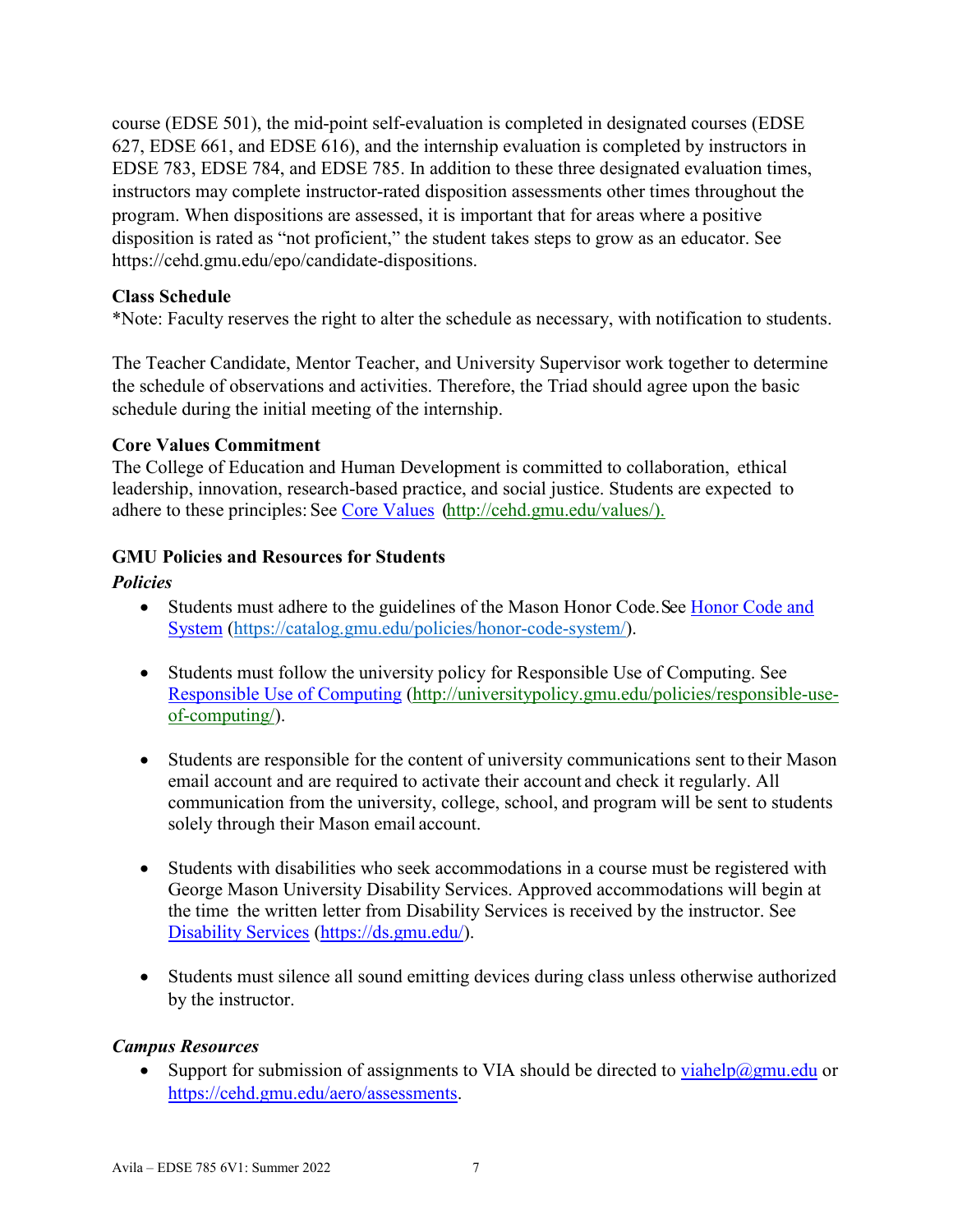course (EDSE 501), the mid-point self-evaluation is completed in designated courses (EDSE 627, EDSE 661, and EDSE 616), and the internship evaluation is completed by instructors in EDSE 783, EDSE 784, and EDSE 785. In addition to these three designated evaluation times, instructors may complete instructor-rated disposition assessments other times throughout the program. When dispositions are assessed, it is important that for areas where a positive disposition is rated as "not proficient," the student takes steps to grow as an educator. See https://cehd.gmu.edu/epo/candidate-dispositions.

**Class Schedule**

*Note: Faculty reserves the right to alter the schedule as necessary, with notification to students.

The Teacher Candidate, Mentor Teacher, and University Supervisor work together to determine the schedule of observations and activities. Therefore, the Triad should agree upon the basic schedule during the initial meeting of the internship.

**Core Values Commitment**

The College of Education and Human Development is committed to collaboration, ethical leadership, innovation, research-based practice, and social justice. Students are expected to adhere to these principles: See [Core Values](http://cehd.gmu.edu/values/) (http://cehd.gmu.edu/values/).

**GMU Policies and Resources for Students**

***Policies***

- Students must adhere to the guidelines of the Mason Honor Code. See [Honor Code and System](https://catalog.gmu.edu/policies/honor-code-system/) (https://catalog.gmu.edu/policies/honor-code-system/).

- Students must follow the university policy for Responsible Use of Computing. See [Responsible Use of Computing](http://universitypolicy.gmu.edu/policies/responsible-use-of-computing/) (http://universitypolicy.gmu.edu/policies/responsible-use-of-computing/).

- Students are responsible for the content of university communications sent to their Mason email account and are required to activate their account and check it regularly. All communication from the university, college, school, and program will be sent to students solely through their Mason email account.

- Students with disabilities who seek accommodations in a course must be registered with George Mason University Disability Services. Approved accommodations will begin at the time the written letter from Disability Services is received by the instructor. See [Disability Services](https://ds.gmu.edu/) (https://ds.gmu.edu/).

- Students must silence all sound emitting devices during class unless otherwise authorized by the instructor.

***Campus Resources***

- Support for submission of assignments to VIA should be directed to viahelp@gmu.edu or https://cehd.gmu.edu/aero/assessments.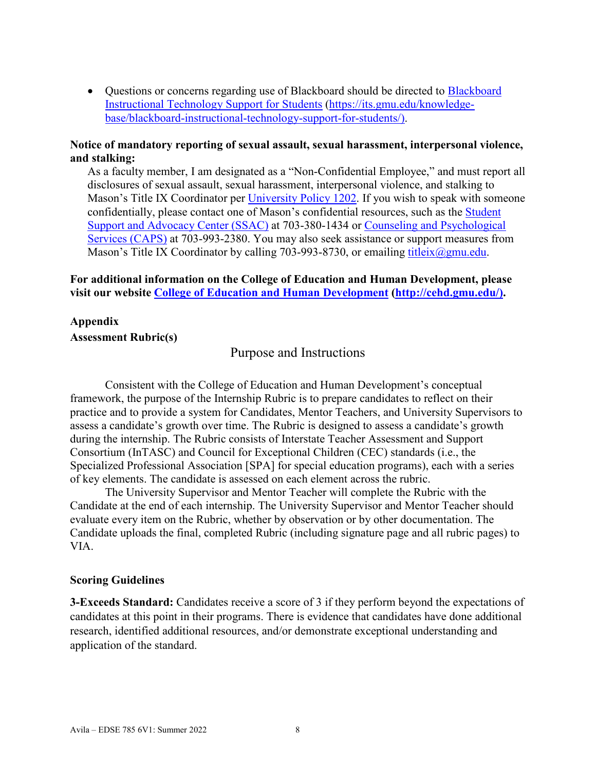- Questions or concerns regarding use of Blackboard should be directed to [Blackboard Instructional Technology Support for Students](https://its.gmu.edu/knowledge-base/blackboard-instructional-technology-support-for-students/) (https://its.gmu.edu/knowledge-base/blackboard-instructional-technology-support-for-students/).

**Notice of mandatory reporting of sexual assault, sexual harassment, interpersonal violence, and stalking:**

As a faculty member, I am designated as a "Non-Confidential Employee," and must report all disclosures of sexual assault, sexual harassment, interpersonal violence, and stalking to Mason's Title IX Coordinator per University Policy 1202. If you wish to speak with someone confidentially, please contact one of Mason's confidential resources, such as the Student Support and Advocacy Center (SSAC) at 703-380-1434 or Counseling and Psychological Services (CAPS) at 703-993-2380. You may also seek assistance or support measures from Mason's Title IX Coordinator by calling 703-993-8730, or emailing titleix@gmu.edu.

**For additional information on the College of Education and Human Development, please visit our website [College of Education and Human Development](http://cehd.gmu.edu/) (http://cehd.gmu.edu/).**

**Appendix**

**Assessment Rubric(s)**

## Purpose and Instructions

Consistent with the College of Education and Human Development's conceptual framework, the purpose of the Internship Rubric is to prepare candidates to reflect on their practice and to provide a system for Candidates, Mentor Teachers, and University Supervisors to assess a candidate's growth over time. The Rubric is designed to assess a candidate's growth during the internship. The Rubric consists of Interstate Teacher Assessment and Support Consortium (InTASC) and Council for Exceptional Children (CEC) standards (i.e., the Specialized Professional Association [SPA] for special education programs), each with a series of key elements. The candidate is assessed on each element across the rubric.

The University Supervisor and Mentor Teacher will complete the Rubric with the Candidate at the end of each internship. The University Supervisor and Mentor Teacher should evaluate every item on the Rubric, whether by observation or by other documentation. The Candidate uploads the final, completed Rubric (including signature page and all rubric pages) to VIA.

**Scoring Guidelines**

**3-Exceeds Standard:** Candidates receive a score of 3 if they perform beyond the expectations of candidates at this point in their programs. There is evidence that candidates have done additional research, identified additional resources, and/or demonstrate exceptional understanding and application of the standard.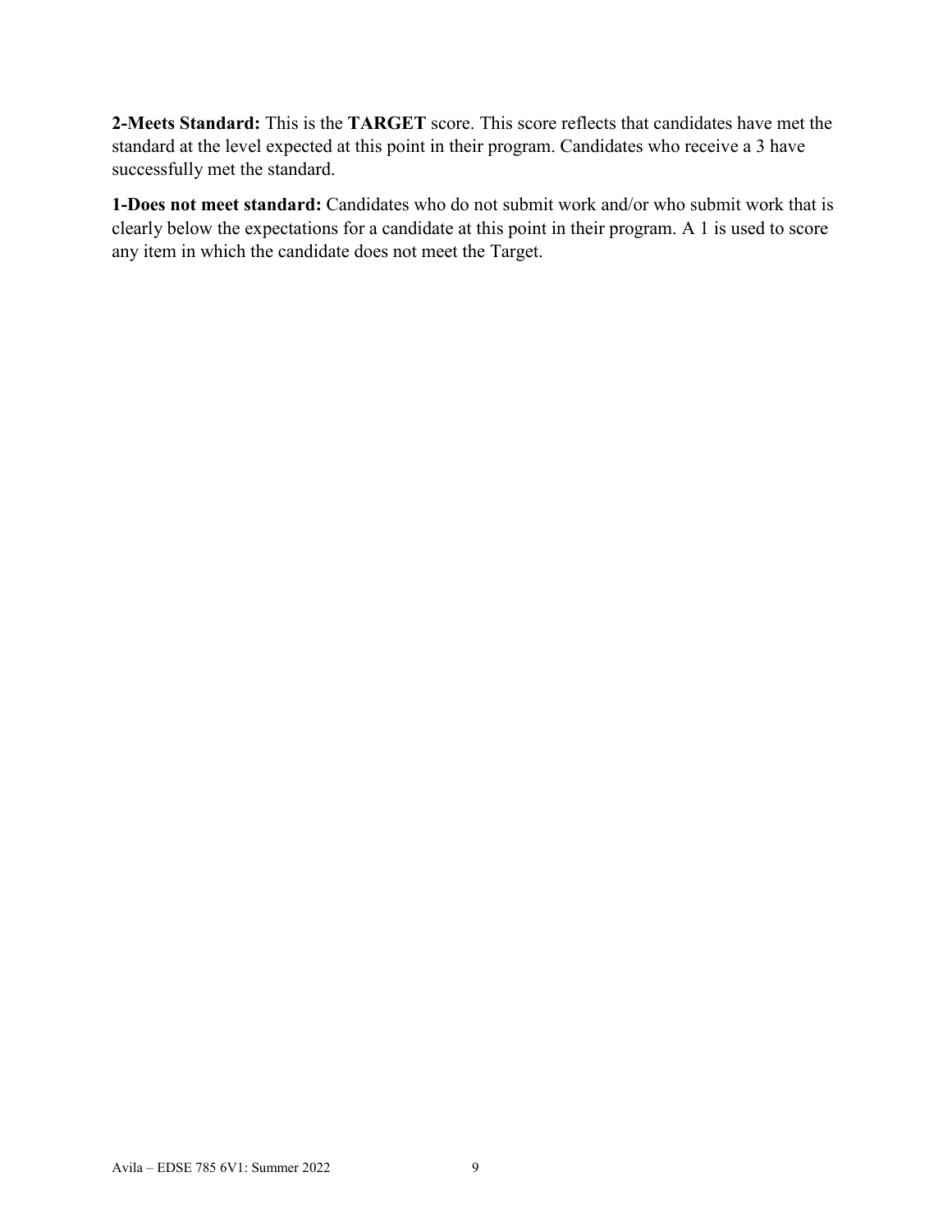**2-Meets Standard:** This is the **TARGET** score. This score reflects that candidates have met the standard at the level expected at this point in their program. Candidates who receive a 3 have successfully met the standard.

**1-Does not meet standard:** Candidates who do not submit work and/or who submit work that is clearly below the expectations for a candidate at this point in their program. A 1 is used to score any item in which the candidate does not meet the Target.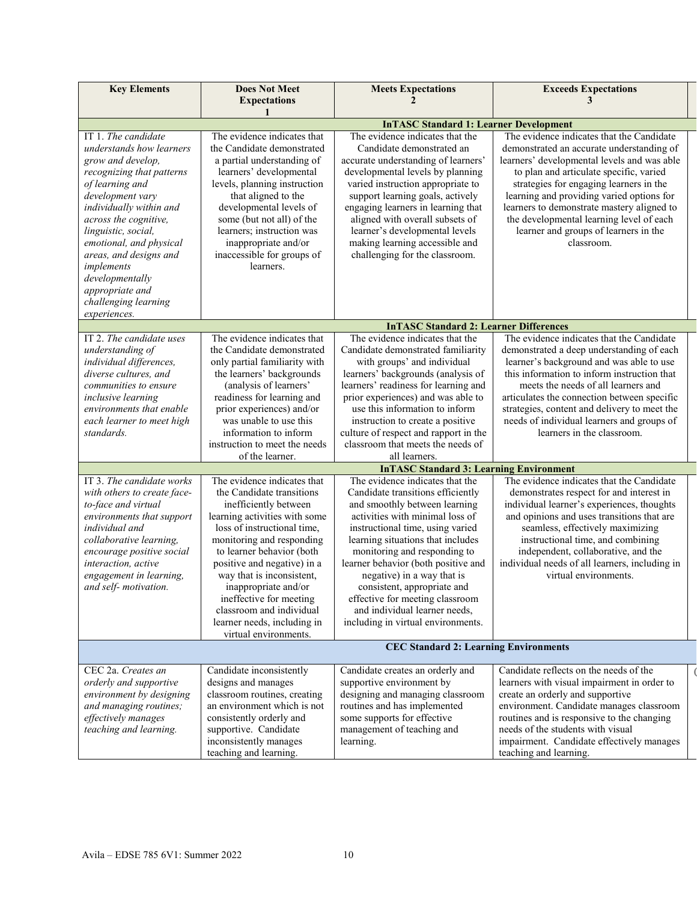| Key Elements | Does Not Meet Expectations 1 | Meets Expectations 2 | Exceeds Expectations 3 |
|---|---|---|---|
| **InTASC Standard 1: Learner Development** | | | |
| IT 1. *The candidate understands how learners grow and develop, recognizing that patterns of learning and development vary individually within and across the cognitive, linguistic, social, emotional, and physical areas, and designs and implements developmentally appropriate and challenging learning experiences.* | The evidence indicates that the Candidate demonstrated a partial understanding of learners' developmental levels, planning instruction that aligned to the developmental levels of some (but not all) of the learners; instruction was inappropriate and/or inaccessible for groups of learners. | The evidence indicates that the Candidate demonstrated an accurate understanding of learners' developmental levels by planning varied instruction appropriate to support learning goals, actively engaging learners in learning that aligned with overall subsets of learner's developmental levels making learning accessible and challenging for the classroom. | The evidence indicates that the Candidate demonstrated an accurate understanding of learners' developmental levels and was able to plan and articulate specific, varied strategies for engaging learners in the learning and providing varied options for learners to demonstrate mastery aligned to the developmental learning level of each learner and groups of learners in the classroom. |
| **InTASC Standard 2: Learner Differences** | | | |
| IT 2. *The candidate uses understanding of individual differences, diverse cultures, and communities to ensure inclusive learning environments that enable each learner to meet high standards.* | The evidence indicates that the Candidate demonstrated only partial familiarity with the learners' backgrounds (analysis of learners' readiness for learning and prior experiences) and/or was unable to use this information to inform instruction to meet the needs of the learner. | The evidence indicates that the Candidate demonstrated familiarity with groups' and individual learners' backgrounds (analysis of learners' readiness for learning and prior experiences) and was able to use this information to inform instruction to create a positive culture of respect and rapport in the classroom that meets the needs of all learners. | The evidence indicates that the Candidate demonstrated a deep understanding of each learner's background and was able to use this information to inform instruction that meets the needs of all learners and articulates the connection between specific strategies, content and delivery to meet the needs of individual learners and groups of learners in the classroom. |
| **InTASC Standard 3: Learning Environment** | | | |
| IT 3. *The candidate works with others to create face-to-face and virtual environments that support individual and collaborative learning, encourage positive social interaction, active engagement in learning, and self- motivation.* | The evidence indicates that the Candidate transitions inefficiently between learning activities with some loss of instructional time, monitoring and responding to learner behavior (both positive and negative) in a way that is inconsistent, inappropriate and/or ineffective for meeting classroom and individual learner needs, including in virtual environments. | The evidence indicates that the Candidate transitions efficiently and smoothly between learning activities with minimal loss of instructional time, using varied learning situations that includes monitoring and responding to learner behavior (both positive and negative) in a way that is consistent, appropriate and effective for meeting classroom and individual learner needs, including in virtual environments. | The evidence indicates that the Candidate demonstrates respect for and interest in individual learner's experiences, thoughts and opinions and uses transitions that are seamless, effectively maximizing instructional time, and combining independent, collaborative, and the individual needs of all learners, including in virtual environments. |
| **CEC Standard 2: Learning Environments** | | | |
| CEC 2a. *Creates an orderly and supportive environment by designing and managing routines; effectively manages teaching and learning.* | Candidate inconsistently designs and manages classroom routines, creating an environment which is not consistently orderly and supportive. Candidate inconsistently manages teaching and learning. | Candidate creates an orderly and supportive environment by designing and managing classroom routines and has implemented some supports for effective management of teaching and learning. | Candidate reflects on the needs of the learners with visual impairment in order to create an orderly and supportive environment. Candidate manages classroom routines and is responsive to the changing needs of the students with visual impairment. Candidate effectively manages teaching and learning. |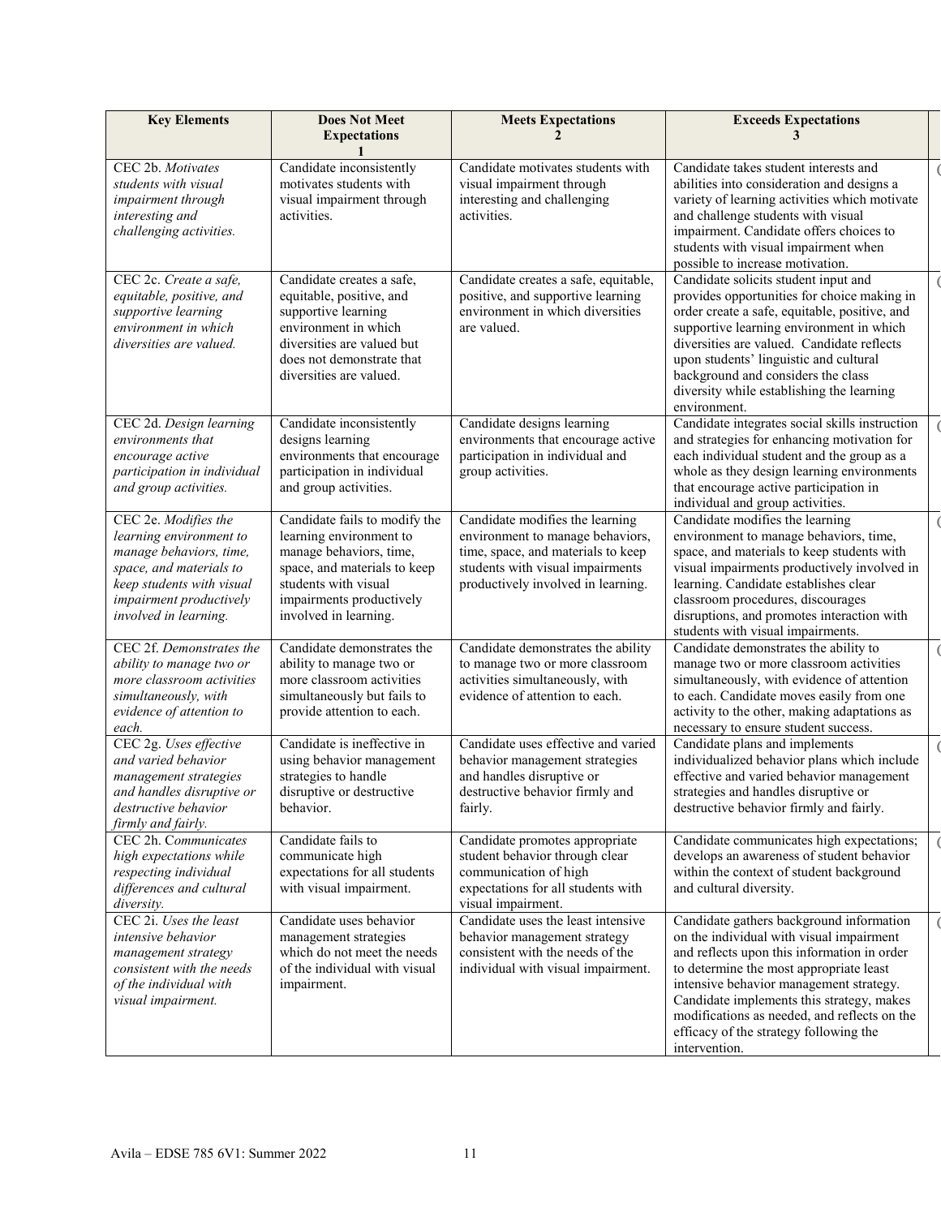| Key Elements | Does Not Meet Expectations 1 | Meets Expectations 2 | Exceeds Expectations 3 | |
|---|---|---|---|---|
| CEC 2b. *Motivates students with visual impairment through interesting and challenging activities.* | Candidate inconsistently motivates students with visual impairment through activities. | Candidate motivates students with visual impairment through interesting and challenging activities. | Candidate takes student interests and abilities into consideration and designs a variety of learning activities which motivate and challenge students with visual impairment. Candidate offers choices to students with visual impairment when possible to increase motivation. | ( |
| CEC 2c. *Create a safe, equitable, positive, and supportive learning environment in which diversities are valued.* | Candidate creates a safe, equitable, positive, and supportive learning environment in which diversities are valued but does not demonstrate that diversities are valued. | Candidate creates a safe, equitable, positive, and supportive learning environment in which diversities are valued. | Candidate solicits student input and provides opportunities for choice making in order create a safe, equitable, positive, and supportive learning environment in which diversities are valued. Candidate reflects upon students' linguistic and cultural background and considers the class diversity while establishing the learning environment. | ( |
| CEC 2d. *Design learning environments that encourage active participation in individual and group activities.* | Candidate inconsistently designs learning environments that encourage active participation in individual and group activities. | Candidate designs learning environments that encourage active participation in individual and group activities. | Candidate integrates social skills instruction and strategies for enhancing motivation for each individual student and the group as a whole as they design learning environments that encourage active participation in individual and group activities. | ( |
| CEC 2e. *Modifies the learning environment to manage behaviors, time, space, and materials to keep students with visual impairment productively involved in learning.* | Candidate fails to modify the learning environment to manage behaviors, time, space, and materials to keep students with visual impairments productively involved in learning. | Candidate modifies the learning environment to manage behaviors, time, space, and materials to keep students with visual impairments productively involved in learning. | Candidate modifies the learning environment to manage behaviors, time, space, and materials to keep students with visual impairments productively involved in learning. Candidate establishes clear classroom procedures, discourages disruptions, and promotes interaction with students with visual impairments. | ( |
| CEC 2f. *Demonstrates the ability to manage two or more classroom activities simultaneously, with evidence of attention to each.* | Candidate demonstrates the ability to manage two or more classroom activities simultaneously but fails to provide attention to each. | Candidate demonstrates the ability to manage two or more classroom activities simultaneously, with evidence of attention to each. | Candidate demonstrates the ability to manage two or more classroom activities simultaneously, with evidence of attention to each. Candidate moves easily from one activity to the other, making adaptations as necessary to ensure student success. | ( |
| CEC 2g. *Uses effective and varied behavior management strategies and handles disruptive or destructive behavior firmly and fairly.* | Candidate is ineffective in using behavior management strategies to handle disruptive or destructive behavior. | Candidate uses effective and varied behavior management strategies and handles disruptive or destructive behavior firmly and fairly. | Candidate plans and implements individualized behavior plans which include effective and varied behavior management strategies and handles disruptive or destructive behavior firmly and fairly. | ( |
| CEC 2h. C*ommunicates high expectations while respecting individual differences and cultural diversity.* | Candidate fails to communicate high expectations for all students with visual impairment. | Candidate promotes appropriate student behavior through clear communication of high expectations for all students with visual impairment. | Candidate communicates high expectations; develops an awareness of student behavior within the context of student background and cultural diversity. | ( |
| CEC 2i. *Uses the least intensive behavior management strategy consistent with the needs of the individual with visual impairment.* | Candidate uses behavior management strategies which do not meet the needs of the individual with visual impairment. | Candidate uses the least intensive behavior management strategy consistent with the needs of the individual with visual impairment. | Candidate gathers background information on the individual with visual impairment and reflects upon this information in order to determine the most appropriate least intensive behavior management strategy. Candidate implements this strategy, makes modifications as needed, and reflects on the efficacy of the strategy following the intervention. | ( |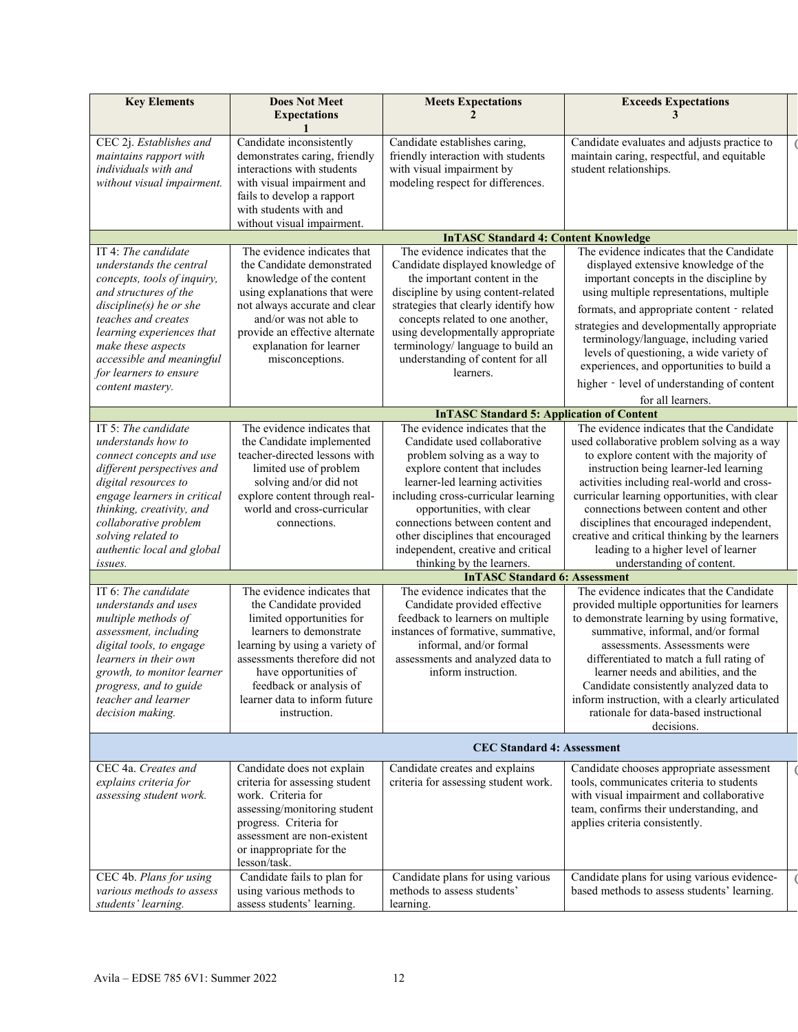| Key Elements | Does Not Meet Expectations 1 | Meets Expectations 2 | Exceeds Expectations 3 |
|---|---|---|---|
| CEC 2j. *Establishes and maintains rapport with individuals with and without visual impairment.* | Candidate inconsistently demonstrates caring, friendly interactions with students with visual impairment and fails to develop a rapport with students with and without visual impairment. | Candidate establishes caring, friendly interaction with students with visual impairment by modeling respect for differences. | Candidate evaluates and adjusts practice to maintain caring, respectful, and equitable student relationships. |
| **InTASC Standard 4: Content Knowledge** | | | |
| IT 4: *The candidate understands the central concepts, tools of inquiry, and structures of the discipline(s) he or she teaches and creates learning experiences that make these aspects accessible and meaningful for learners to ensure content mastery.* | The evidence indicates that the Candidate demonstrated knowledge of the content using explanations that were not always accurate and clear and/or was not able to provide an effective alternate explanation for learner misconceptions. | The evidence indicates that the Candidate displayed knowledge of the important content in the discipline by using content-related strategies that clearly identify how concepts related to one another, using developmentally appropriate terminology/ language to build an understanding of content for all learners. | The evidence indicates that the Candidate displayed extensive knowledge of the important concepts in the discipline by using multiple representations, multiple formats, and appropriate content - related strategies and developmentally appropriate terminology/language, including varied levels of questioning, a wide variety of experiences, and opportunities to build a higher - level of understanding of content for all learners. |
| **InTASC Standard 5: Application of Content** | | | |
| IT 5: *The candidate understands how to connect concepts and use different perspectives and digital resources to engage learners in critical thinking, creativity, and collaborative problem solving related to authentic local and global issues.* | The evidence indicates that the Candidate implemented teacher-directed lessons with limited use of problem solving and/or did not explore content through real-world and cross-curricular connections. | The evidence indicates that the Candidate used collaborative problem solving as a way to explore content that includes learner-led learning activities including cross-curricular learning opportunities, with clear connections between content and other disciplines that encouraged independent, creative and critical thinking by the learners. | The evidence indicates that the Candidate used collaborative problem solving as a way to explore content with the majority of instruction being learner-led learning activities including real-world and cross-curricular learning opportunities, with clear connections between content and other disciplines that encouraged independent, creative and critical thinking by the learners leading to a higher level of learner understanding of content. |
| **InTASC Standard 6: Assessment** | | | |
| IT 6: *The candidate understands and uses multiple methods of assessment, including digital tools, to engage learners in their own growth, to monitor learner progress, and to guide teacher and learner decision making.* | The evidence indicates that the Candidate provided limited opportunities for learners to demonstrate learning by using a variety of assessments therefore did not have opportunities of feedback or analysis of learner data to inform future instruction. | The evidence indicates that the Candidate provided effective feedback to learners on multiple instances of formative, summative, informal, and/or formal assessments and analyzed data to inform instruction. | The evidence indicates that the Candidate provided multiple opportunities for learners to demonstrate learning by using formative, summative, informal, and/or formal assessments. Assessments were differentiated to match a full rating of learner needs and abilities, and the Candidate consistently analyzed data to inform instruction, with a clearly articulated rationale for data-based instructional decisions. |
| **CEC Standard 4: Assessment** | | | |
| CEC 4a. *Creates and explains criteria for assessing student work.* | Candidate does not explain criteria for assessing student work. Criteria for assessing/monitoring student progress. Criteria for assessment are non-existent or inappropriate for the lesson/task. | Candidate creates and explains criteria for assessing student work. | Candidate chooses appropriate assessment tools, communicates criteria to students with visual impairment and collaborative team, confirms their understanding, and applies criteria consistently. |
| CEC 4b. *Plans for using various methods to assess students' learning.* | Candidate fails to plan for using various methods to assess students' learning. | Candidate plans for using various methods to assess students' learning. | Candidate plans for using various evidence-based methods to assess students' learning. |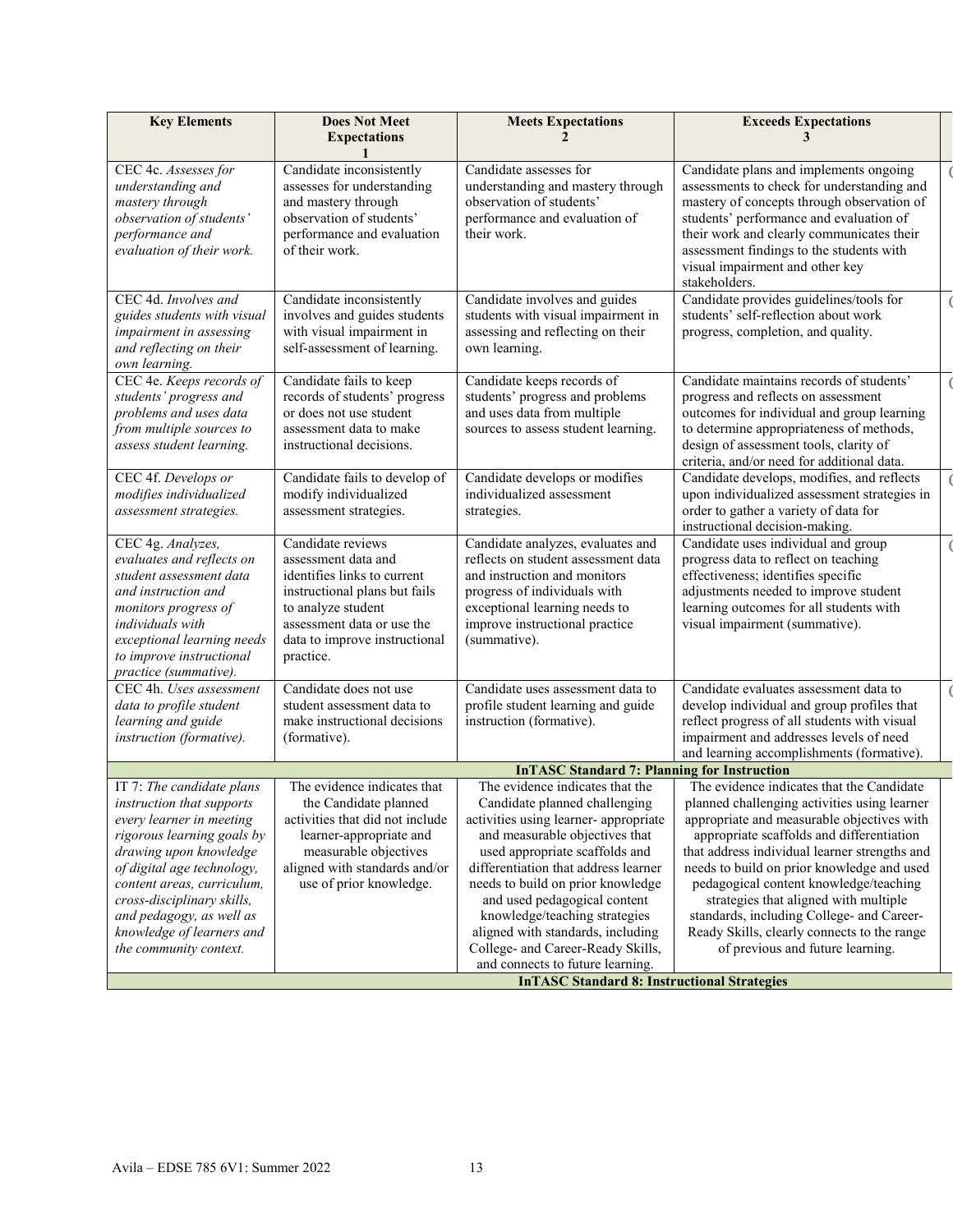| Key Elements | Does Not Meet Expectations 1 | Meets Expectations 2 | Exceeds Expectations 3 |
|---|---|---|---|
| CEC 4c. *Assesses for understanding and mastery through observation of students' performance and evaluation of their work.* | Candidate inconsistently assesses for understanding and mastery through observation of students' performance and evaluation of their work. | Candidate assesses for understanding and mastery through observation of students' performance and evaluation of their work. | Candidate plans and implements ongoing assessments to check for understanding and mastery of concepts through observation of students' performance and evaluation of their work and clearly communicates their assessment findings to the students with visual impairment and other key stakeholders. |
| CEC 4d. *Involves and guides students with visual impairment in assessing and reflecting on their own learning.* | Candidate inconsistently involves and guides students with visual impairment in self-assessment of learning. | Candidate involves and guides students with visual impairment in assessing and reflecting on their own learning. | Candidate provides guidelines/tools for students' self-reflection about work progress, completion, and quality. |
| CEC 4e. *Keeps records of students' progress and problems and uses data from multiple sources to assess student learning.* | Candidate fails to keep records of students' progress or does not use student assessment data to make instructional decisions. | Candidate keeps records of students' progress and problems and uses data from multiple sources to assess student learning. | Candidate maintains records of students' progress and reflects on assessment outcomes for individual and group learning to determine appropriateness of methods, design of assessment tools, clarity of criteria, and/or need for additional data. |
| CEC 4f. *Develops or modifies individualized assessment strategies.* | Candidate fails to develop of modify individualized assessment strategies. | Candidate develops or modifies individualized assessment strategies. | Candidate develops, modifies, and reflects upon individualized assessment strategies in order to gather a variety of data for instructional decision-making. |
| CEC 4g. *Analyzes, evaluates and reflects on student assessment data and instruction and monitors progress of individuals with exceptional learning needs to improve instructional practice (summative).* | Candidate reviews assessment data and identifies links to current instructional plans but fails to analyze student assessment data or use the data to improve instructional practice. | Candidate analyzes, evaluates and reflects on student assessment data and instruction and monitors progress of individuals with exceptional learning needs to improve instructional practice (summative). | Candidate uses individual and group progress data to reflect on teaching effectiveness; identifies specific adjustments needed to improve student learning outcomes for all students with visual impairment (summative). |
| CEC 4h. *Uses assessment data to profile student learning and guide instruction (formative).* | Candidate does not use student assessment data to make instructional decisions (formative). | Candidate uses assessment data to profile student learning and guide instruction (formative). | Candidate evaluates assessment data to develop individual and group profiles that reflect progress of all students with visual impairment and addresses levels of need and learning accomplishments (formative). |
| **InTASC Standard 7: Planning for Instruction** | | | |
| IT 7: *The candidate plans instruction that supports every learner in meeting rigorous learning goals by drawing upon knowledge of digital age technology, content areas, curriculum, cross-disciplinary skills, and pedagogy, as well as knowledge of learners and the community context.* | The evidence indicates that the Candidate planned activities that did not include learner-appropriate and measurable objectives aligned with standards and/or use of prior knowledge. | The evidence indicates that the Candidate planned challenging activities using learner- appropriate and measurable objectives that used appropriate scaffolds and differentiation that address learner needs to build on prior knowledge and used pedagogical content knowledge/teaching strategies aligned with standards, including College- and Career-Ready Skills, and connects to future learning. | The evidence indicates that the Candidate planned challenging activities using learner appropriate and measurable objectives with appropriate scaffolds and differentiation that address individual learner strengths and needs to build on prior knowledge and used pedagogical content knowledge/teaching strategies that aligned with multiple standards, including College- and Career-Ready Skills, clearly connects to the range of previous and future learning. |
| **InTASC Standard 8: Instructional Strategies** | | | |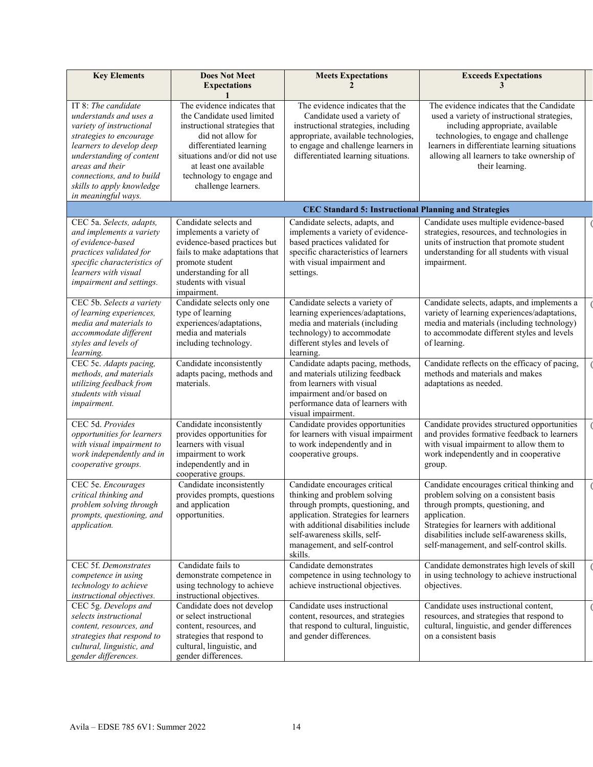| Key Elements | Does Not Meet Expectations 1 | Meets Expectations 2 | Exceeds Expectations 3 |
|---|---|---|---|
| IT 8: *The candidate understands and uses a variety of instructional strategies to encourage learners to develop deep understanding of content areas and their connections, and to build skills to apply knowledge in meaningful ways.* | The evidence indicates that the Candidate used limited instructional strategies that did not allow for differentiated learning situations and/or did not use at least one available technology to engage and challenge learners. | The evidence indicates that the Candidate used a variety of instructional strategies, including appropriate, available technologies, to engage and challenge learners in differentiated learning situations. | The evidence indicates that the Candidate used a variety of instructional strategies, including appropriate, available technologies, to engage and challenge learners in differentiate learning situations allowing all learners to take ownership of their learning. |
| **CEC Standard 5: Instructional Planning and Strategies** | | | |
| CEC 5a. *Selects, adapts, and implements a variety of evidence-based practices validated for specific characteristics of learners with visual impairment and settings.* | Candidate selects and implements a variety of evidence-based practices but fails to make adaptations that promote student understanding for all students with visual impairment. | Candidate selects, adapts, and implements a variety of evidence-based practices validated for specific characteristics of learners with visual impairment and settings. | Candidate uses multiple evidence-based strategies, resources, and technologies in units of instruction that promote student understanding for all students with visual impairment. |
| CEC 5b. *Selects a variety of learning experiences, media and materials to accommodate different styles and levels of learning.* | Candidate selects only one type of learning experiences/adaptations, media and materials including technology. | Candidate selects a variety of learning experiences/adaptations, media and materials (including technology) to accommodate different styles and levels of learning. | Candidate selects, adapts, and implements a variety of learning experiences/adaptations, media and materials (including technology) to accommodate different styles and levels of learning. |
| CEC 5c. *Adapts pacing, methods, and materials utilizing feedback from students with visual impairment.* | Candidate inconsistently adapts pacing, methods and materials. | Candidate adapts pacing, methods, and materials utilizing feedback from learners with visual impairment and/or based on performance data of learners with visual impairment. | Candidate reflects on the efficacy of pacing, methods and materials and makes adaptations as needed. |
| CEC 5d. *Provides opportunities for learners with visual impairment to work independently and in cooperative groups.* | Candidate inconsistently provides opportunities for learners with visual impairment to work independently and in cooperative groups. | Candidate provides opportunities for learners with visual impairment to work independently and in cooperative groups. | Candidate provides structured opportunities and provides formative feedback to learners with visual impairment to allow them to work independently and in cooperative group. |
| CEC 5e. *Encourages critical thinking and problem solving through prompts, questioning, and application.* | Candidate inconsistently provides prompts, questions and application opportunities. | Candidate encourages critical thinking and problem solving through prompts, questioning, and application. Strategies for learners with additional disabilities include self-awareness skills, self-management, and self-control skills. | Candidate encourages critical thinking and problem solving on a consistent basis through prompts, questioning, and application. Strategies for learners with additional disabilities include self-awareness skills, self-management, and self-control skills. |
| CEC 5f. *Demonstrates competence in using technology to achieve instructional objectives.* | Candidate fails to demonstrate competence in using technology to achieve instructional objectives. | Candidate demonstrates competence in using technology to achieve instructional objectives. | Candidate demonstrates high levels of skill in using technology to achieve instructional objectives. |
| CEC 5g. *Develops and selects instructional content, resources, and strategies that respond to cultural, linguistic, and gender differences.* | Candidate does not develop or select instructional content, resources, and strategies that respond to cultural, linguistic, and gender differences. | Candidate uses instructional content, resources, and strategies that respond to cultural, linguistic, and gender differences. | Candidate uses instructional content, resources, and strategies that respond to cultural, linguistic, and gender differences on a consistent basis |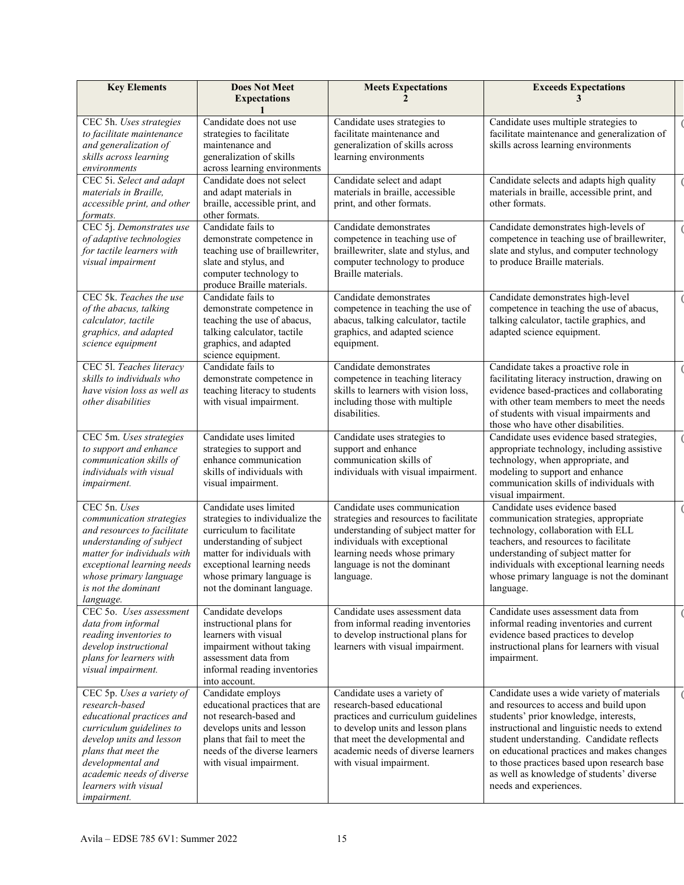| Key Elements | Does Not Meet Expectations 1 | Meets Expectations 2 | Exceeds Expectations 3 |
|---|---|---|---|
| CEC 5h. *Uses strategies to facilitate maintenance and generalization of skills across learning environments* | Candidate does not use strategies to facilitate maintenance and generalization of skills across learning environments | Candidate uses strategies to facilitate maintenance and generalization of skills across learning environments | Candidate uses multiple strategies to facilitate maintenance and generalization of skills across learning environments |
| CEC 5i. *Select and adapt materials in Braille, accessible print, and other formats.* | Candidate does not select and adapt materials in braille, accessible print, and other formats. | Candidate select and adapt materials in braille, accessible print, and other formats. | Candidate selects and adapts high quality materials in braille, accessible print, and other formats. |
| CEC 5j. *Demonstrates use of adaptive technologies for tactile learners with visual impairment* | Candidate fails to demonstrate competence in teaching use of braillewriter, slate and stylus, and computer technology to produce Braille materials. | Candidate demonstrates competence in teaching use of braillewriter, slate and stylus, and computer technology to produce Braille materials. | Candidate demonstrates high-levels of competence in teaching use of braillewriter, slate and stylus, and computer technology to produce Braille materials. |
| CEC 5k. *Teaches the use of the abacus, talking calculator, tactile graphics, and adapted science equipment* | Candidate fails to demonstrate competence in teaching the use of abacus, talking calculator, tactile graphics, and adapted science equipment. | Candidate demonstrates competence in teaching the use of abacus, talking calculator, tactile graphics, and adapted science equipment. | Candidate demonstrates high-level competence in teaching the use of abacus, talking calculator, tactile graphics, and adapted science equipment. |
| CEC 5l. *Teaches literacy skills to individuals who have vision loss as well as other disabilities* | Candidate fails to demonstrate competence in teaching literacy to students with visual impairment. | Candidate demonstrates competence in teaching literacy skills to learners with vision loss, including those with multiple disabilities. | Candidate takes a proactive role in facilitating literacy instruction, drawing on evidence based-practices and collaborating with other team members to meet the needs of students with visual impairments and those who have other disabilities. |
| CEC 5m. *Uses strategies to support and enhance communication skills of individuals with visual impairment.* | Candidate uses limited strategies to support and enhance communication skills of individuals with visual impairment. | Candidate uses strategies to support and enhance communication skills of individuals with visual impairment. | Candidate uses evidence based strategies, appropriate technology, including assistive technology, when appropriate, and modeling to support and enhance communication skills of individuals with visual impairment. |
| CEC 5n. *Uses communication strategies and resources to facilitate understanding of subject matter for individuals with exceptional learning needs whose primary language is not the dominant language.* | Candidate uses limited strategies to individualize the curriculum to facilitate understanding of subject matter for individuals with exceptional learning needs whose primary language is not the dominant language. | Candidate uses communication strategies and resources to facilitate understanding of subject matter for individuals with exceptional learning needs whose primary language is not the dominant language. | Candidate uses evidence based communication strategies, appropriate technology, collaboration with ELL teachers, and resources to facilitate understanding of subject matter for individuals with exceptional learning needs whose primary language is not the dominant language. |
| CEC 5o. *Uses assessment data from informal reading inventories to develop instructional plans for learners with visual impairment.* | Candidate develops instructional plans for learners with visual impairment without taking assessment data from informal reading inventories into account. | Candidate uses assessment data from informal reading inventories to develop instructional plans for learners with visual impairment. | Candidate uses assessment data from informal reading inventories and current evidence based practices to develop instructional plans for learners with visual impairment. |
| CEC 5p. *Uses a variety of research-based educational practices and curriculum guidelines to develop units and lesson plans that meet the developmental and academic needs of diverse learners with visual impairment.* | Candidate employs educational practices that are not research-based and develops units and lesson plans that fail to meet the needs of the diverse learners with visual impairment. | Candidate uses a variety of research-based educational practices and curriculum guidelines to develop units and lesson plans that meet the developmental and academic needs of diverse learners with visual impairment. | Candidate uses a wide variety of materials and resources to access and build upon students' prior knowledge, interests, instructional and linguistic needs to extend student understanding. Candidate reflects on educational practices and makes changes to those practices based upon research base as well as knowledge of students' diverse needs and experiences. |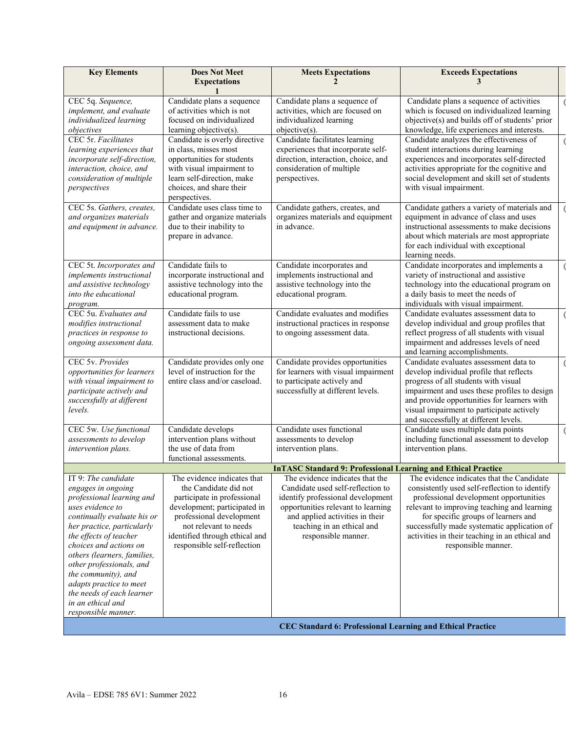| Key Elements | Does Not Meet Expectations<br>1 | Meets Expectations<br>2 | Exceeds Expectations<br>3 |
|---|---|---|---|
| CEC 5q. *Sequence, implement, and evaluate individualized learning objectives* | Candidate plans a sequence of activities which is not focused on individualized learning objective(s). | Candidate plans a sequence of activities, which are focused on individualized learning objective(s). | Candidate plans a sequence of activities which is focused on individualized learning objective(s) and builds off of students' prior knowledge, life experiences and interests. |
| CEC 5r. *Facilitates learning experiences that incorporate self-direction, interaction, choice, and consideration of multiple perspectives* | Candidate is overly directive in class, misses most opportunities for students with visual impairment to learn self-direction, make choices, and share their perspectives. | Candidate facilitates learning experiences that incorporate self-direction, interaction, choice, and consideration of multiple perspectives. | Candidate analyzes the effectiveness of student interactions during learning experiences and incorporates self-directed activities appropriate for the cognitive and social development and skill set of students with visual impairment. |
| CEC 5s. *Gathers, creates, and organizes materials and equipment in advance.* | Candidate uses class time to gather and organize materials due to their inability to prepare in advance. | Candidate gathers, creates, and organizes materials and equipment in advance. | Candidate gathers a variety of materials and equipment in advance of class and uses instructional assessments to make decisions about which materials are most appropriate for each individual with exceptional learning needs. |
| CEC 5t. *Incorporates and implements instructional and assistive technology into the educational program.* | Candidate fails to incorporate instructional and assistive technology into the educational program. | Candidate incorporates and implements instructional and assistive technology into the educational program. | Candidate incorporates and implements a variety of instructional and assistive technology into the educational program on a daily basis to meet the needs of individuals with visual impairment. |
| CEC 5u. *Evaluates and modifies instructional practices in response to ongoing assessment data.* | Candidate fails to use assessment data to make instructional decisions. | Candidate evaluates and modifies instructional practices in response to ongoing assessment data. | Candidate evaluates assessment data to develop individual and group profiles that reflect progress of all students with visual impairment and addresses levels of need and learning accomplishments. |
| CEC 5v. *Provides opportunities for learners with visual impairment to participate actively and successfully at different levels.* | Candidate provides only one level of instruction for the entire class and/or caseload. | Candidate provides opportunities for learners with visual impairment to participate actively and successfully at different levels. | Candidate evaluates assessment data to develop individual profile that reflects progress of all students with visual impairment and uses these profiles to design and provide opportunities for learners with visual impairment to participate actively and successfully at different levels. |
| CEC 5w. *Use functional assessments to develop intervention plans.* | Candidate develops intervention plans without the use of data from functional assessments. | Candidate uses functional assessments to develop intervention plans. | Candidate uses multiple data points including functional assessment to develop intervention plans. |
| **InTASC Standard 9: Professional Learning and Ethical Practice** | | | |
| IT 9: *The candidate engages in ongoing professional learning and uses evidence to continually evaluate his or her practice, particularly the effects of teacher choices and actions on others (learners, families, other professionals, and the community), and adapts practice to meet the needs of each learner in an ethical and responsible manner.* | The evidence indicates that the Candidate did not participate in professional development; participated in professional development not relevant to needs identified through ethical and responsible self-reflection | The evidence indicates that the Candidate used self-reflection to identify professional development opportunities relevant to learning and applied activities in their teaching in an ethical and responsible manner. | The evidence indicates that the Candidate consistently used self-reflection to identify professional development opportunities relevant to improving teaching and learning for specific groups of learners and successfully made systematic application of activities in their teaching in an ethical and responsible manner. |
| **CEC Standard 6: Professional Learning and Ethical Practice** | | | |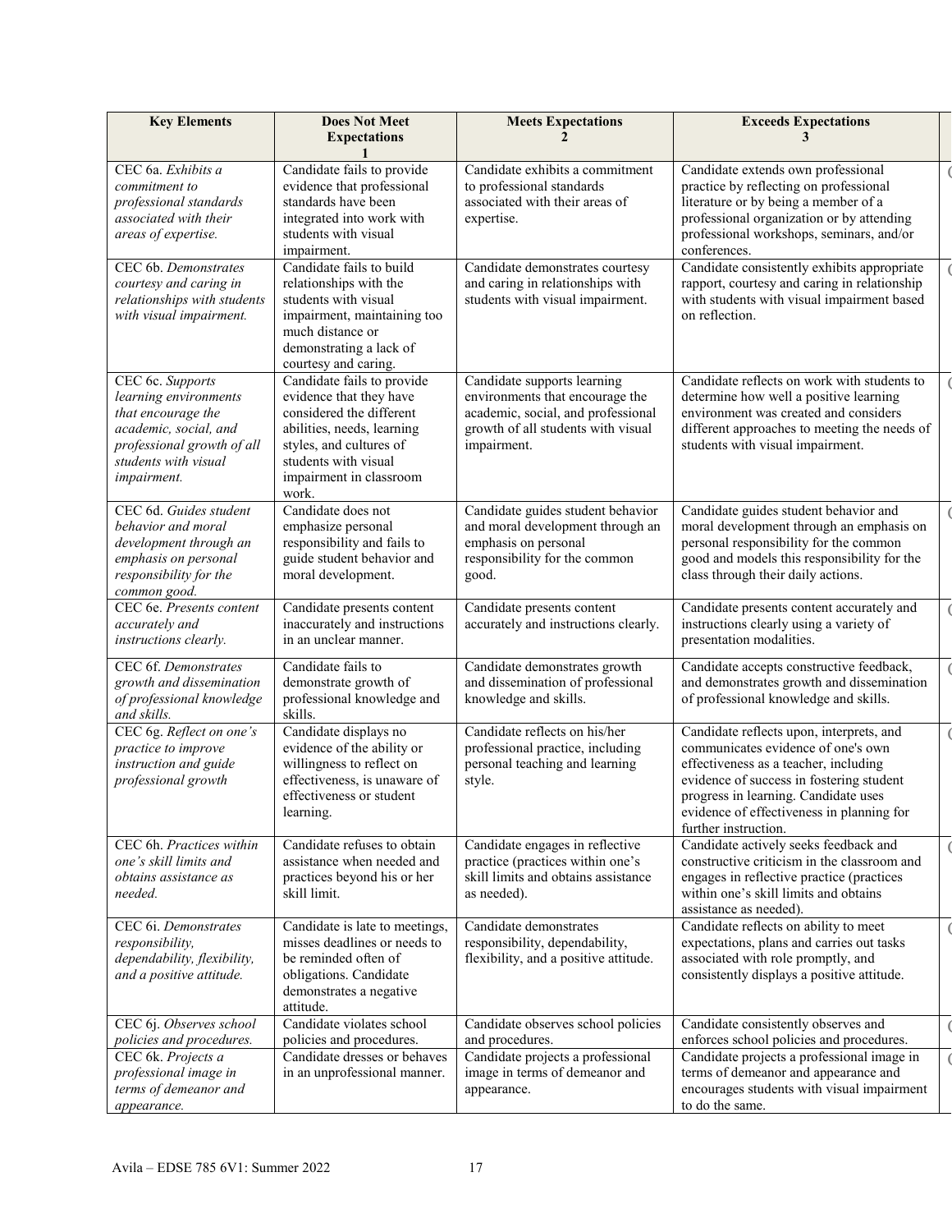| Key Elements | Does Not Meet Expectations<br>1 | Meets Expectations<br>2 | Exceeds Expectations<br>3 |
|---|---|---|---|
| CEC 6a. *Exhibits a commitment to professional standards associated with their areas of expertise.* | Candidate fails to provide evidence that professional standards have been integrated into work with students with visual impairment. | Candidate exhibits a commitment to professional standards associated with their areas of expertise. | Candidate extends own professional practice by reflecting on professional literature or by being a member of a professional organization or by attending professional workshops, seminars, and/or conferences. |
| CEC 6b. *Demonstrates courtesy and caring in relationships with students with visual impairment.* | Candidate fails to build relationships with the students with visual impairment, maintaining too much distance or demonstrating a lack of courtesy and caring. | Candidate demonstrates courtesy and caring in relationships with students with visual impairment. | Candidate consistently exhibits appropriate rapport, courtesy and caring in relationship with students with visual impairment based on reflection. |
| CEC 6c. *Supports learning environments that encourage the academic, social, and professional growth of all students with visual impairment.* | Candidate fails to provide evidence that they have considered the different abilities, needs, learning styles, and cultures of students with visual impairment in classroom work. | Candidate supports learning environments that encourage the academic, social, and professional growth of all students with visual impairment. | Candidate reflects on work with students to determine how well a positive learning environment was created and considers different approaches to meeting the needs of students with visual impairment. |
| CEC 6d. *Guides student behavior and moral development through an emphasis on personal responsibility for the common good.* | Candidate does not emphasize personal responsibility and fails to guide student behavior and moral development. | Candidate guides student behavior and moral development through an emphasis on personal responsibility for the common good. | Candidate guides student behavior and moral development through an emphasis on personal responsibility for the common good and models this responsibility for the class through their daily actions. |
| CEC 6e. *Presents content accurately and instructions clearly.* | Candidate presents content inaccurately and instructions in an unclear manner. | Candidate presents content accurately and instructions clearly. | Candidate presents content accurately and instructions clearly using a variety of presentation modalities. |
| CEC 6f. *Demonstrates growth and dissemination of professional knowledge and skills.* | Candidate fails to demonstrate growth of professional knowledge and skills. | Candidate demonstrates growth and dissemination of professional knowledge and skills. | Candidate accepts constructive feedback, and demonstrates growth and dissemination of professional knowledge and skills. |
| CEC 6g. *Reflect on one's practice to improve instruction and guide professional growth* | Candidate displays no evidence of the ability or willingness to reflect on effectiveness, is unaware of effectiveness or student learning. | Candidate reflects on his/her professional practice, including personal teaching and learning style. | Candidate reflects upon, interprets, and communicates evidence of one's own effectiveness as a teacher, including evidence of success in fostering student progress in learning. Candidate uses evidence of effectiveness in planning for further instruction. |
| CEC 6h. *Practices within one's skill limits and obtains assistance as needed.* | Candidate refuses to obtain assistance when needed and practices beyond his or her skill limit. | Candidate engages in reflective practice (practices within one's skill limits and obtains assistance as needed). | Candidate actively seeks feedback and constructive criticism in the classroom and engages in reflective practice (practices within one's skill limits and obtains assistance as needed). |
| CEC 6i. *Demonstrates responsibility, dependability, flexibility, and a positive attitude.* | Candidate is late to meetings, misses deadlines or needs to be reminded often of obligations. Candidate demonstrates a negative attitude. | Candidate demonstrates responsibility, dependability, flexibility, and a positive attitude. | Candidate reflects on ability to meet expectations, plans and carries out tasks associated with role promptly, and consistently displays a positive attitude. |
| CEC 6j. *Observes school policies and procedures.* | Candidate violates school policies and procedures. | Candidate observes school policies and procedures. | Candidate consistently observes and enforces school policies and procedures. |
| CEC 6k. *Projects a professional image in terms of demeanor and appearance.* | Candidate dresses or behaves in an unprofessional manner. | Candidate projects a professional image in terms of demeanor and appearance. | Candidate projects a professional image in terms of demeanor and appearance and encourages students with visual impairment to do the same. |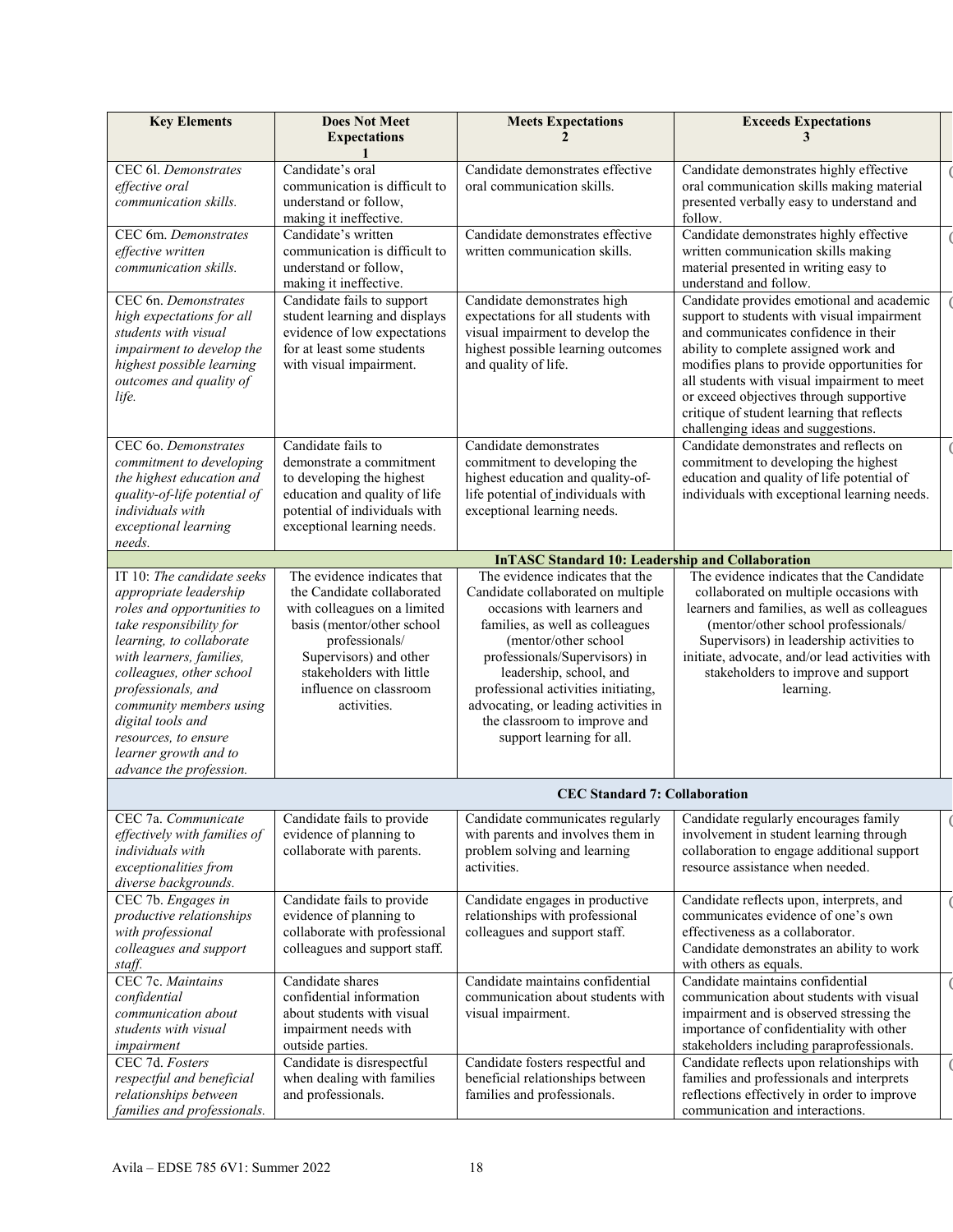| Key Elements | Does Not Meet Expectations 1 | Meets Expectations 2 | Exceeds Expectations 3 |
|---|---|---|---|
| CEC 6l. *Demonstrates effective oral communication skills.* | Candidate's oral communication is difficult to understand or follow, making it ineffective. | Candidate demonstrates effective oral communication skills. | Candidate demonstrates highly effective oral communication skills making material presented verbally easy to understand and follow. |
| CEC 6m. *Demonstrates effective written communication skills.* | Candidate's written communication is difficult to understand or follow, making it ineffective. | Candidate demonstrates effective written communication skills. | Candidate demonstrates highly effective written communication skills making material presented in writing easy to understand and follow. |
| CEC 6n. *Demonstrates high expectations for all students with visual impairment to develop the highest possible learning outcomes and quality of life.* | Candidate fails to support student learning and displays evidence of low expectations for at least some students with visual impairment. | Candidate demonstrates high expectations for all students with visual impairment to develop the highest possible learning outcomes and quality of life. | Candidate provides emotional and academic support to students with visual impairment and communicates confidence in their ability to complete assigned work and modifies plans to provide opportunities for all students with visual impairment to meet or exceed objectives through supportive critique of student learning that reflects challenging ideas and suggestions. |
| CEC 6o. *Demonstrates commitment to developing the highest education and quality-of-life potential of individuals with exceptional learning needs.* | Candidate fails to demonstrate a commitment to developing the highest education and quality of life potential of individuals with exceptional learning needs. | Candidate demonstrates commitment to developing the highest education and quality-of-life potential of individuals with exceptional learning needs. | Candidate demonstrates and reflects on commitment to developing the highest education and quality of life potential of individuals with exceptional learning needs. |
| **InTASC Standard 10: Leadership and Collaboration** | | | |
| IT 10: *The candidate seeks appropriate leadership roles and opportunities to take responsibility for learning, to collaborate with learners, families, colleagues, other school professionals, and community members using digital tools and resources, to ensure learner growth and to advance the profession.* | The evidence indicates that the Candidate collaborated with colleagues on a limited basis (mentor/other school professionals/ Supervisors) and other stakeholders with little influence on classroom activities. | The evidence indicates that the Candidate collaborated on multiple occasions with learners and families, as well as colleagues (mentor/other school professionals/Supervisors) in leadership, school, and professional activities initiating, advocating, or leading activities in the classroom to improve and support learning for all. | The evidence indicates that the Candidate collaborated on multiple occasions with learners and families, as well as colleagues (mentor/other school professionals/ Supervisors) in leadership activities to initiate, advocate, and/or lead activities with stakeholders to improve and support learning. |
| **CEC Standard 7: Collaboration** | | | |
| CEC 7a. *Communicate effectively with families of individuals with exceptionalities from diverse backgrounds.* | Candidate fails to provide evidence of planning to collaborate with parents. | Candidate communicates regularly with parents and involves them in problem solving and learning activities. | Candidate regularly encourages family involvement in student learning through collaboration to engage additional support resource assistance when needed. |
| CEC 7b. *Engages in productive relationships with professional colleagues and support staff.* | Candidate fails to provide evidence of planning to collaborate with professional colleagues and support staff. | Candidate engages in productive relationships with professional colleagues and support staff. | Candidate reflects upon, interprets, and communicates evidence of one's own effectiveness as a collaborator. Candidate demonstrates an ability to work with others as equals. |
| CEC 7c. *Maintains confidential communication about students with visual impairment* | Candidate shares confidential information about students with visual impairment needs with outside parties. | Candidate maintains confidential communication about students with visual impairment. | Candidate maintains confidential communication about students with visual impairment and is observed stressing the importance of confidentiality with other stakeholders including paraprofessionals. |
| CEC 7d. *Fosters respectful and beneficial relationships between families and professionals.* | Candidate is disrespectful when dealing with families and professionals. | Candidate fosters respectful and beneficial relationships between families and professionals. | Candidate reflects upon relationships with families and professionals and interprets reflections effectively in order to improve communication and interactions. |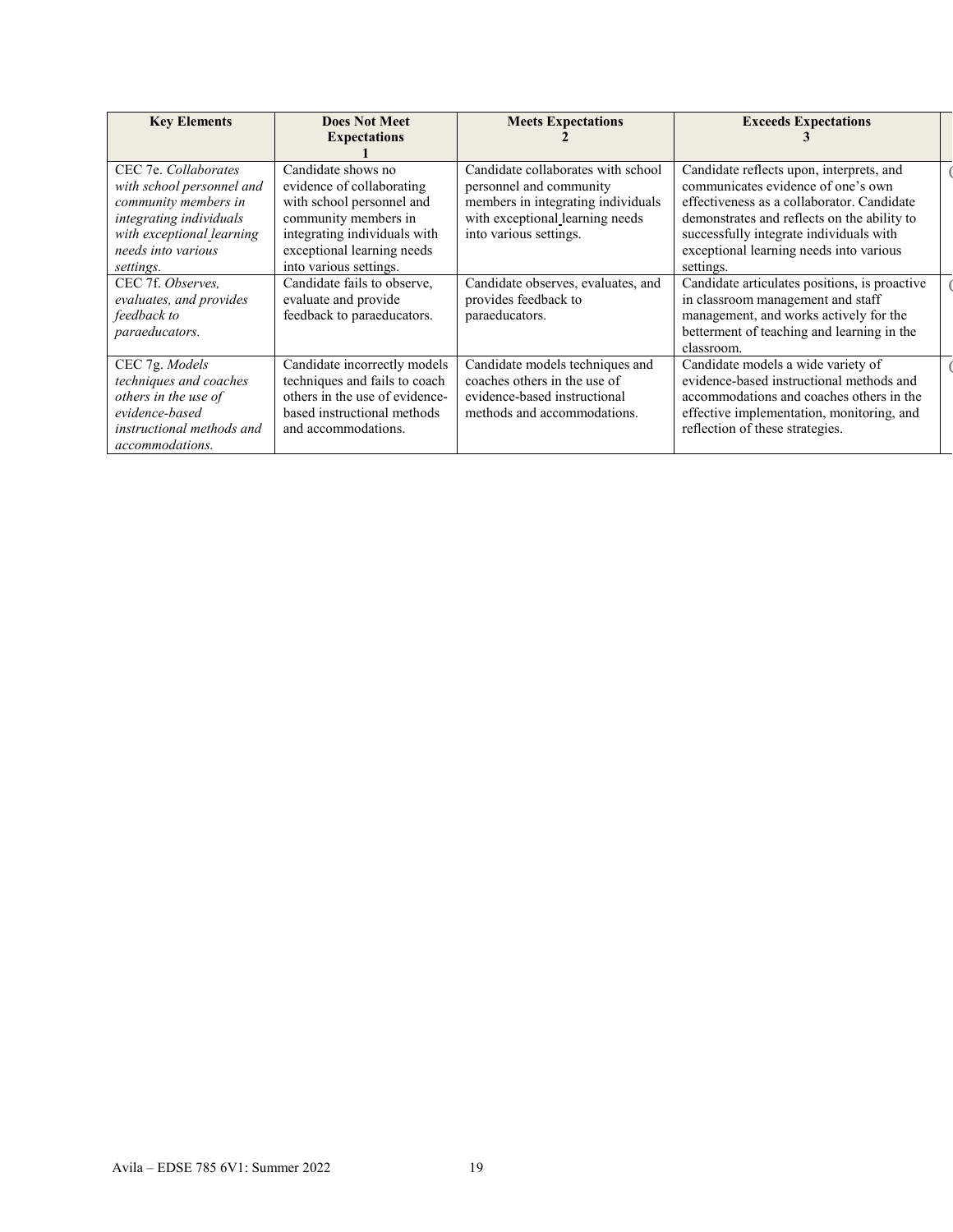| Key Elements | Does Not Meet Expectations 1 | Meets Expectations 2 | Exceeds Expectations 3 |
|---|---|---|---|
| CEC 7e. *Collaborates with school personnel and community members in integrating individuals with exceptional learning needs into various settings.* | Candidate shows no evidence of collaborating with school personnel and community members in integrating individuals with exceptional learning needs into various settings. | Candidate collaborates with school personnel and community members in integrating individuals with exceptional learning needs into various settings. | Candidate reflects upon, interprets, and communicates evidence of one's own effectiveness as a collaborator. Candidate demonstrates and reflects on the ability to successfully integrate individuals with exceptional learning needs into various settings. |
| CEC 7f. *Observes, evaluates, and provides feedback to paraeducators.* | Candidate fails to observe, evaluate and provide feedback to paraeducators. | Candidate observes, evaluates, and provides feedback to paraeducators. | Candidate articulates positions, is proactive in classroom management and staff management, and works actively for the betterment of teaching and learning in the classroom. |
| CEC 7g. *Models techniques and coaches others in the use of evidence-based instructional methods and accommodations.* | Candidate incorrectly models techniques and fails to coach others in the use of evidence-based instructional methods and accommodations. | Candidate models techniques and coaches others in the use of evidence-based instructional methods and accommodations. | Candidate models a wide variety of evidence-based instructional methods and accommodations and coaches others in the effective implementation, monitoring, and reflection of these strategies. |